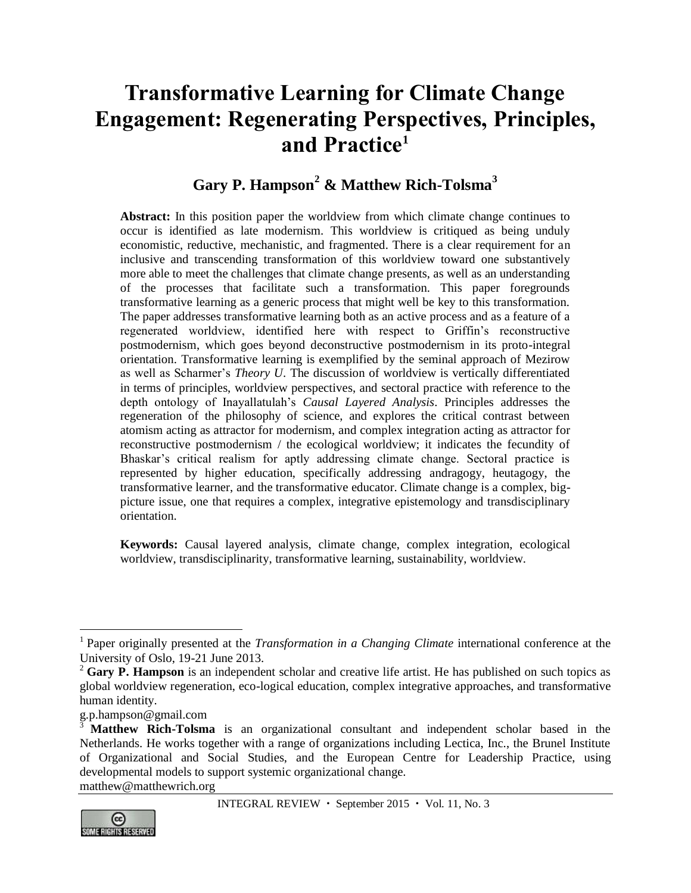# Transformative Learning for Climate Change Engagement: Regenerating Perspectives, Principles, and Practice[1]

## Gary P. Hampson[2] & Matthew Rich-Tolsma[3]

**Abstract:** In this position paper the worldview from which climate change continues to occur is identified as late modernism. This worldview is critiqued as being unduly economistic, reductive, mechanistic, and fragmented. There is a clear requirement for an inclusive and transcending transformation of this worldview toward one substantively more able to meet the challenges that climate change presents, as well as an understanding of the processes that facilitate such a transformation. This paper foregrounds transformative learning as a generic process that might well be key to this transformation. The paper addresses transformative learning both as an active process and as a feature of a regenerated worldview, identified here with respect to Griffin's reconstructive postmodernism, which goes beyond deconstructive postmodernism in its proto-integral orientation. Transformative learning is exemplified by the seminal approach of Mezirow as well as Scharmer's *Theory U*. The discussion of worldview is vertically differentiated in terms of principles, worldview perspectives, and sectoral practice with reference to the depth ontology of Inayallatulah's *Causal Layered Analysis*. Principles addresses the regeneration of the philosophy of science, and explores the critical contrast between atomism acting as attractor for modernism, and complex integration acting as attractor for reconstructive postmodernism / the ecological worldview; it indicates the fecundity of Bhaskar's critical realism for aptly addressing climate change. Sectoral practice is represented by higher education, specifically addressing andragogy, heutagogy, the transformative learner, and the transformative educator. Climate change is a complex, big-picture issue, one that requires a complex, integrative epistemology and transdisciplinary orientation.

**Keywords:** Causal layered analysis, climate change, complex integration, ecological worldview, transdisciplinarity, transformative learning, sustainability, worldview.

---

[1] Paper originally presented at the *Transformation in a Changing Climate* international conference at the University of Oslo, 19-21 June 2013.

[2] **Gary P. Hampson** is an independent scholar and creative life artist. He has published on such topics as global worldview regeneration, eco-logical education, complex integrative approaches, and transformative human identity.
g.p.hampson@gmail.com

[3] **Matthew Rich-Tolsma** is an organizational consultant and independent scholar based in the Netherlands. He works together with a range of organizations including Lectica, Inc., the Brunel Institute of Organizational and Social Studies, and the European Centre for Leadership Practice, using developmental models to support systemic organizational change.
matthew@matthewrich.org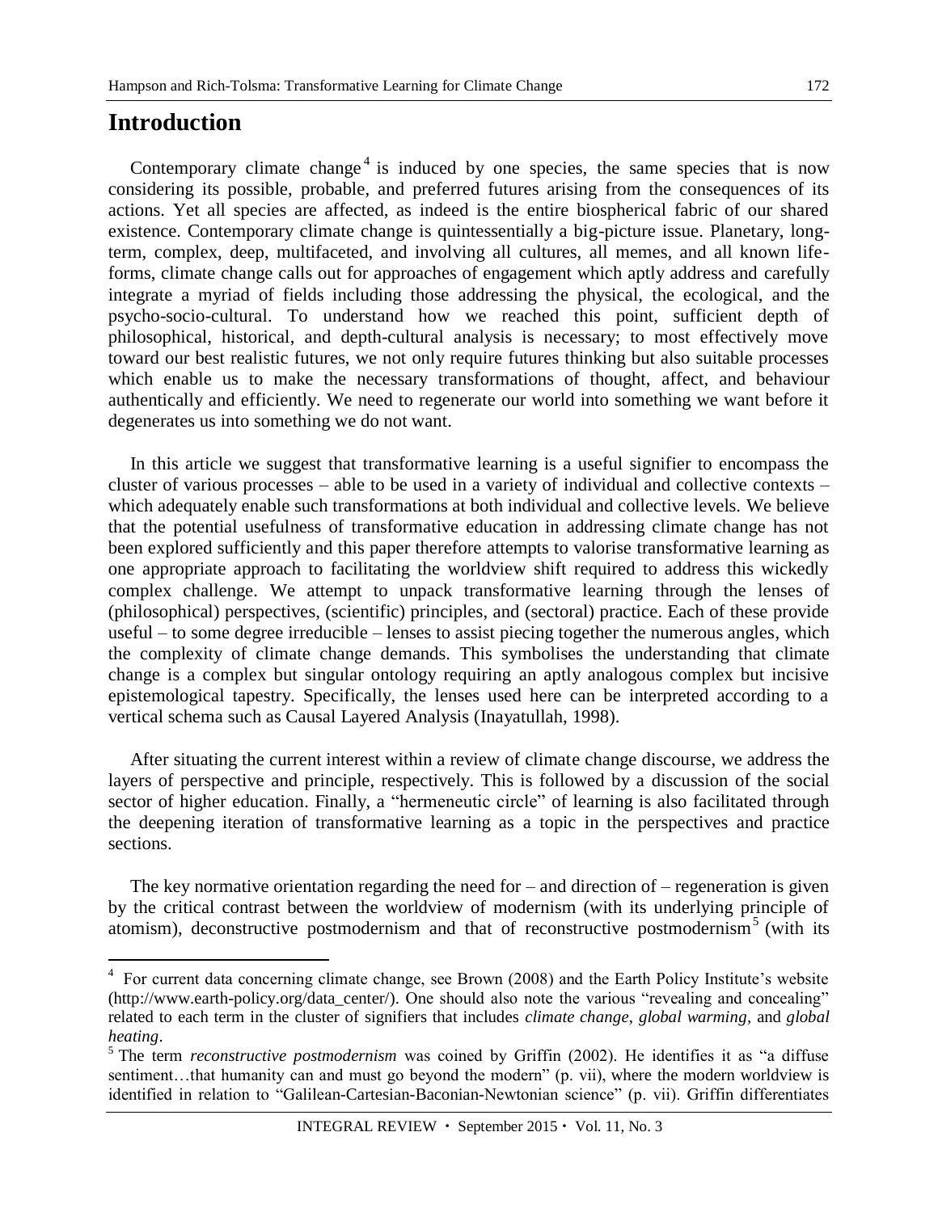# Introduction

Contemporary climate change[4] is induced by one species, the same species that is now considering its possible, probable, and preferred futures arising from the consequences of its actions. Yet all species are affected, as indeed is the entire biospherical fabric of our shared existence. Contemporary climate change is quintessentially a big-picture issue. Planetary, long-term, complex, deep, multifaceted, and involving all cultures, all memes, and all known life-forms, climate change calls out for approaches of engagement which aptly address and carefully integrate a myriad of fields including those addressing the physical, the ecological, and the psycho-socio-cultural. To understand how we reached this point, sufficient depth of philosophical, historical, and depth-cultural analysis is necessary; to most effectively move toward our best realistic futures, we not only require futures thinking but also suitable processes which enable us to make the necessary transformations of thought, affect, and behaviour authentically and efficiently. We need to regenerate our world into something we want before it degenerates us into something we do not want.

In this article we suggest that transformative learning is a useful signifier to encompass the cluster of various processes – able to be used in a variety of individual and collective contexts – which adequately enable such transformations at both individual and collective levels. We believe that the potential usefulness of transformative education in addressing climate change has not been explored sufficiently and this paper therefore attempts to valorise transformative learning as one appropriate approach to facilitating the worldview shift required to address this wickedly complex challenge. We attempt to unpack transformative learning through the lenses of (philosophical) perspectives, (scientific) principles, and (sectoral) practice. Each of these provide useful – to some degree irreducible – lenses to assist piecing together the numerous angles, which the complexity of climate change demands. This symbolises the understanding that climate change is a complex but singular ontology requiring an aptly analogous complex but incisive epistemological tapestry. Specifically, the lenses used here can be interpreted according to a vertical schema such as Causal Layered Analysis (Inayatullah, 1998).

After situating the current interest within a review of climate change discourse, we address the layers of perspective and principle, respectively. This is followed by a discussion of the social sector of higher education. Finally, a "hermeneutic circle" of learning is also facilitated through the deepening iteration of transformative learning as a topic in the perspectives and practice sections.

The key normative orientation regarding the need for – and direction of – regeneration is given by the critical contrast between the worldview of modernism (with its underlying principle of atomism), deconstructive postmodernism and that of reconstructive postmodernism[5] (with its

---

[4] For current data concerning climate change, see Brown (2008) and the Earth Policy Institute's website (http://www.earth-policy.org/data_center/). One should also note the various "revealing and concealing" related to each term in the cluster of signifiers that includes *climate change*, *global warming*, and *global heating*.

[5] The term *reconstructive postmodernism* was coined by Griffin (2002). He identifies it as "a diffuse sentiment…that humanity can and must go beyond the modern" (p. vii), where the modern worldview is identified in relation to "Galilean-Cartesian-Baconian-Newtonian science" (p. vii). Griffin differentiates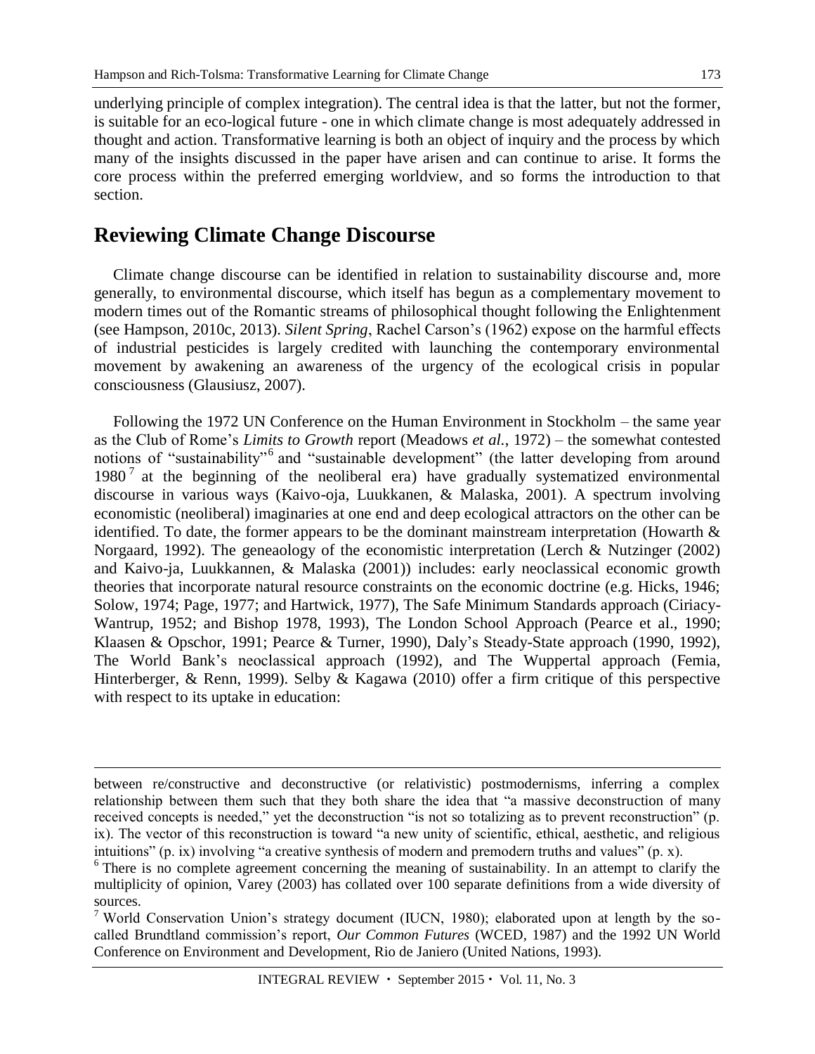underlying principle of complex integration). The central idea is that the latter, but not the former, is suitable for an eco-logical future - one in which climate change is most adequately addressed in thought and action. Transformative learning is both an object of inquiry and the process by which many of the insights discussed in the paper have arisen and can continue to arise. It forms the core process within the preferred emerging worldview, and so forms the introduction to that section.

## Reviewing Climate Change Discourse

Climate change discourse can be identified in relation to sustainability discourse and, more generally, to environmental discourse, which itself has begun as a complementary movement to modern times out of the Romantic streams of philosophical thought following the Enlightenment (see Hampson, 2010c, 2013). *Silent Spring*, Rachel Carson's (1962) expose on the harmful effects of industrial pesticides is largely credited with launching the contemporary environmental movement by awakening an awareness of the urgency of the ecological crisis in popular consciousness (Glausiusz, 2007).

Following the 1972 UN Conference on the Human Environment in Stockholm – the same year as the Club of Rome's *Limits to Growth* report (Meadows *et al.*, 1972) – the somewhat contested notions of "sustainability"[6] and "sustainable development" (the latter developing from around 1980[7] at the beginning of the neoliberal era) have gradually systematized environmental discourse in various ways (Kaivo-oja, Luukkanen, & Malaska, 2001). A spectrum involving economistic (neoliberal) imaginaries at one end and deep ecological attractors on the other can be identified. To date, the former appears to be the dominant mainstream interpretation (Howarth & Norgaard, 1992). The geneaology of the economistic interpretation (Lerch & Nutzinger (2002) and Kaivo-ja, Luukkannen, & Malaska (2001)) includes: early neoclassical economic growth theories that incorporate natural resource constraints on the economic doctrine (e.g. Hicks, 1946; Solow, 1974; Page, 1977; and Hartwick, 1977), The Safe Minimum Standards approach (Ciriacy-Wantrup, 1952; and Bishop 1978, 1993), The London School Approach (Pearce et al., 1990; Klaasen & Opschor, 1991; Pearce & Turner, 1990), Daly's Steady-State approach (1990, 1992), The World Bank's neoclassical approach (1992), and The Wuppertal approach (Femia, Hinterberger, & Renn, 1999). Selby & Kagawa (2010) offer a firm critique of this perspective with respect to its uptake in education:

---

between re/constructive and deconstructive (or relativistic) postmodernisms, inferring a complex relationship between them such that they both share the idea that "a massive deconstruction of many received concepts is needed," yet the deconstruction "is not so totalizing as to prevent reconstruction" (p. ix). The vector of this reconstruction is toward "a new unity of scientific, ethical, aesthetic, and religious intuitions" (p. ix) involving "a creative synthesis of modern and premodern truths and values" (p. x).

[6] There is no complete agreement concerning the meaning of sustainability. In an attempt to clarify the multiplicity of opinion, Varey (2003) has collated over 100 separate definitions from a wide diversity of sources.

[7] World Conservation Union's strategy document (IUCN, 1980); elaborated upon at length by the so-called Brundtland commission's report, *Our Common Futures* (WCED, 1987) and the 1992 UN World Conference on Environment and Development, Rio de Janiero (United Nations, 1993).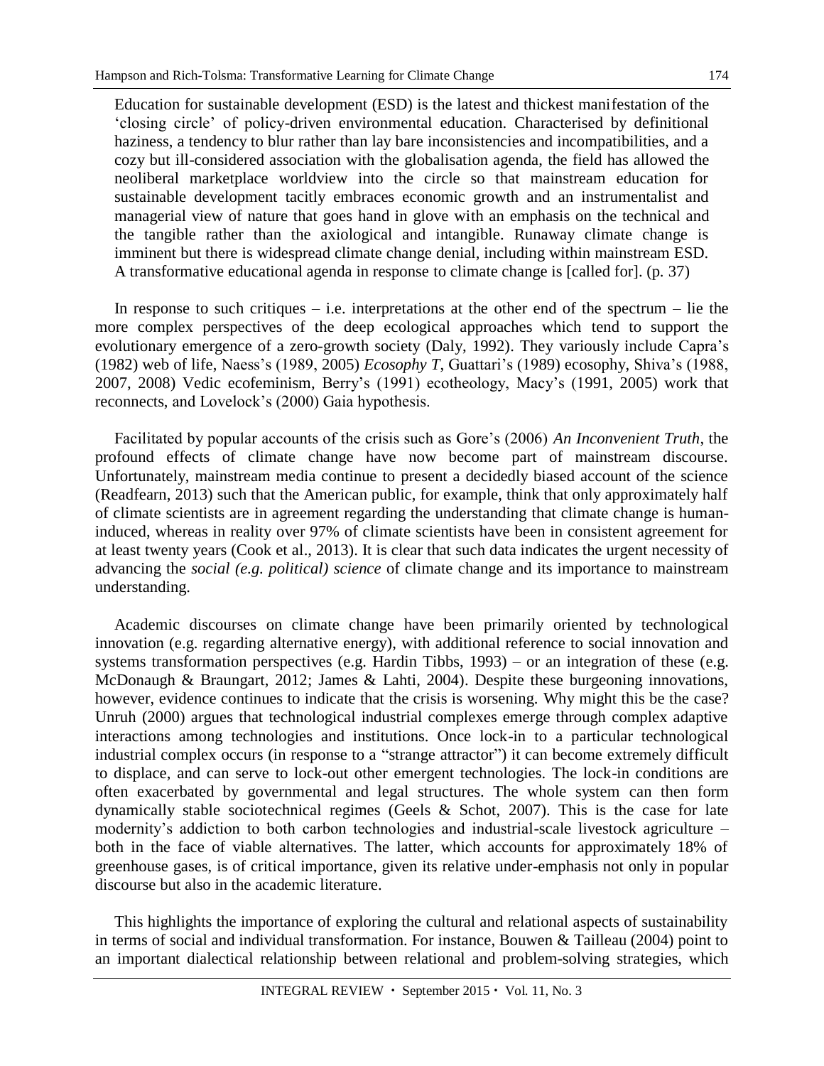> Education for sustainable development (ESD) is the latest and thickest manifestation of the 'closing circle' of policy-driven environmental education. Characterised by definitional haziness, a tendency to blur rather than lay bare inconsistencies and incompatibilities, and a cozy but ill-considered association with the globalisation agenda, the field has allowed the neoliberal marketplace worldview into the circle so that mainstream education for sustainable development tacitly embraces economic growth and an instrumentalist and managerial view of nature that goes hand in glove with an emphasis on the technical and the tangible rather than the axiological and intangible. Runaway climate change is imminent but there is widespread climate change denial, including within mainstream ESD. A transformative educational agenda in response to climate change is [called for]. (p. 37)

In response to such critiques – i.e. interpretations at the other end of the spectrum – lie the more complex perspectives of the deep ecological approaches which tend to support the evolutionary emergence of a zero-growth society (Daly, 1992). They variously include Capra's (1982) web of life, Naess's (1989, 2005) *Ecosophy T*, Guattari's (1989) ecosophy, Shiva's (1988, 2007, 2008) Vedic ecofeminism, Berry's (1991) ecotheology, Macy's (1991, 2005) work that reconnects, and Lovelock's (2000) Gaia hypothesis.

Facilitated by popular accounts of the crisis such as Gore's (2006) *An Inconvenient Truth*, the profound effects of climate change have now become part of mainstream discourse. Unfortunately, mainstream media continue to present a decidedly biased account of the science (Readfearn, 2013) such that the American public, for example, think that only approximately half of climate scientists are in agreement regarding the understanding that climate change is human-induced, whereas in reality over 97% of climate scientists have been in consistent agreement for at least twenty years (Cook et al., 2013). It is clear that such data indicates the urgent necessity of advancing the *social (e.g. political) science* of climate change and its importance to mainstream understanding.

Academic discourses on climate change have been primarily oriented by technological innovation (e.g. regarding alternative energy), with additional reference to social innovation and systems transformation perspectives (e.g. Hardin Tibbs, 1993) – or an integration of these (e.g. McDonaugh & Braungart, 2012; James & Lahti, 2004). Despite these burgeoning innovations, however, evidence continues to indicate that the crisis is worsening. Why might this be the case? Unruh (2000) argues that technological industrial complexes emerge through complex adaptive interactions among technologies and institutions. Once lock-in to a particular technological industrial complex occurs (in response to a "strange attractor") it can become extremely difficult to displace, and can serve to lock-out other emergent technologies. The lock-in conditions are often exacerbated by governmental and legal structures. The whole system can then form dynamically stable sociotechnical regimes (Geels & Schot, 2007). This is the case for late modernity's addiction to both carbon technologies and industrial-scale livestock agriculture – both in the face of viable alternatives. The latter, which accounts for approximately 18% of greenhouse gases, is of critical importance, given its relative under-emphasis not only in popular discourse but also in the academic literature.

This highlights the importance of exploring the cultural and relational aspects of sustainability in terms of social and individual transformation. For instance, Bouwen & Tailleau (2004) point to an important dialectical relationship between relational and problem-solving strategies, which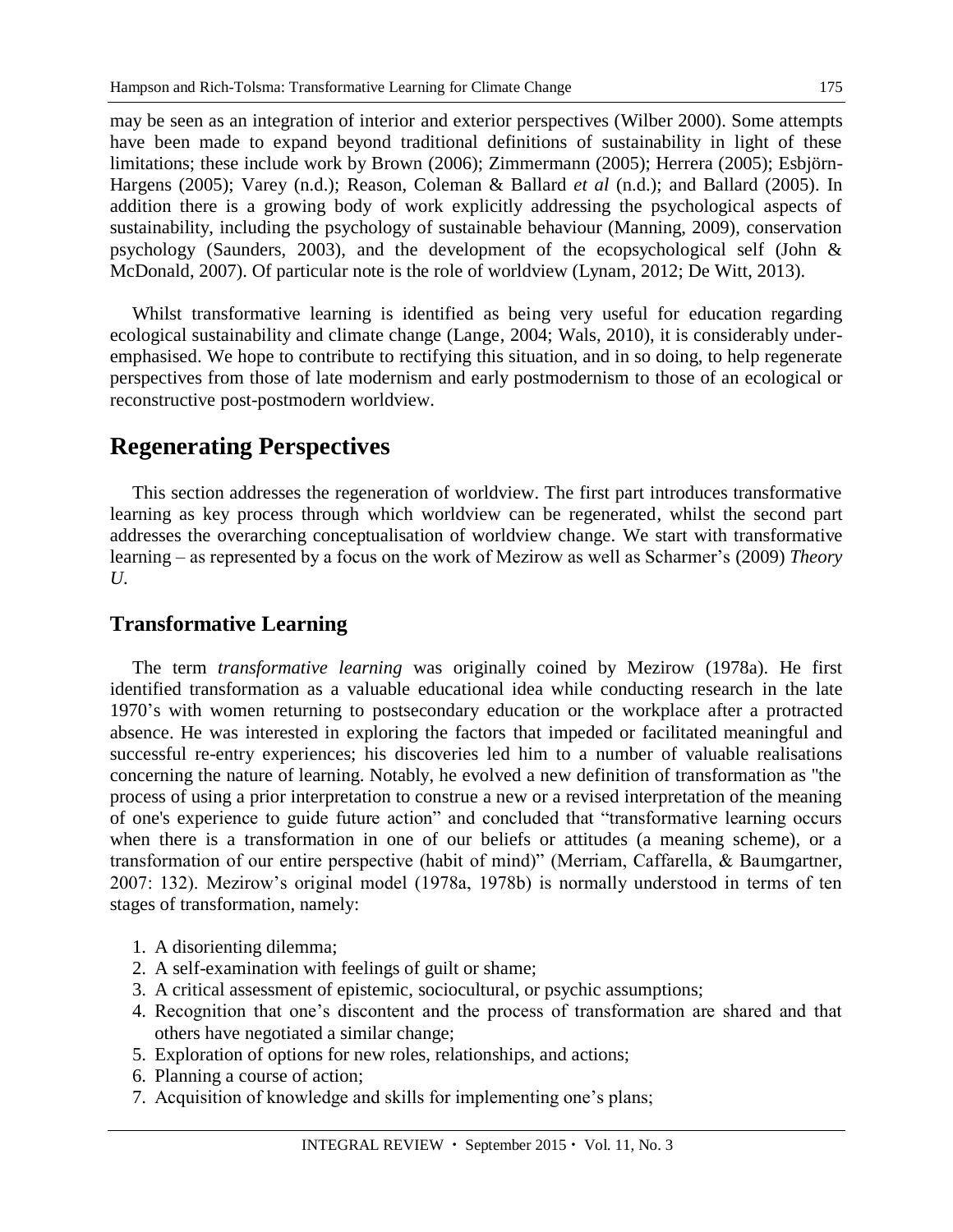may be seen as an integration of interior and exterior perspectives (Wilber 2000). Some attempts have been made to expand beyond traditional definitions of sustainability in light of these limitations; these include work by Brown (2006); Zimmermann (2005); Herrera (2005); Esbjörn-Hargens (2005); Varey (n.d.); Reason, Coleman & Ballard *et al* (n.d.); and Ballard (2005). In addition there is a growing body of work explicitly addressing the psychological aspects of sustainability, including the psychology of sustainable behaviour (Manning, 2009), conservation psychology (Saunders, 2003), and the development of the ecopsychological self (John & McDonald, 2007). Of particular note is the role of worldview (Lynam, 2012; De Witt, 2013).

Whilst transformative learning is identified as being very useful for education regarding ecological sustainability and climate change (Lange, 2004; Wals, 2010), it is considerably under-emphasised. We hope to contribute to rectifying this situation, and in so doing, to help regenerate perspectives from those of late modernism and early postmodernism to those of an ecological or reconstructive post-postmodern worldview.

## Regenerating Perspectives

This section addresses the regeneration of worldview. The first part introduces transformative learning as key process through which worldview can be regenerated, whilst the second part addresses the overarching conceptualisation of worldview change. We start with transformative learning – as represented by a focus on the work of Mezirow as well as Scharmer's (2009) *Theory U*.

### Transformative Learning

The term *transformative learning* was originally coined by Mezirow (1978a). He first identified transformation as a valuable educational idea while conducting research in the late 1970's with women returning to postsecondary education or the workplace after a protracted absence. He was interested in exploring the factors that impeded or facilitated meaningful and successful re-entry experiences; his discoveries led him to a number of valuable realisations concerning the nature of learning. Notably, he evolved a new definition of transformation as "the process of using a prior interpretation to construe a new or a revised interpretation of the meaning of one's experience to guide future action" and concluded that "transformative learning occurs when there is a transformation in one of our beliefs or attitudes (a meaning scheme), or a transformation of our entire perspective (habit of mind)" (Merriam, Caffarella, & Baumgartner, 2007: 132). Mezirow's original model (1978a, 1978b) is normally understood in terms of ten stages of transformation, namely:

1. A disorienting dilemma;
2. A self-examination with feelings of guilt or shame;
3. A critical assessment of epistemic, sociocultural, or psychic assumptions;
4. Recognition that one's discontent and the process of transformation are shared and that others have negotiated a similar change;
5. Exploration of options for new roles, relationships, and actions;
6. Planning a course of action;
7. Acquisition of knowledge and skills for implementing one's plans;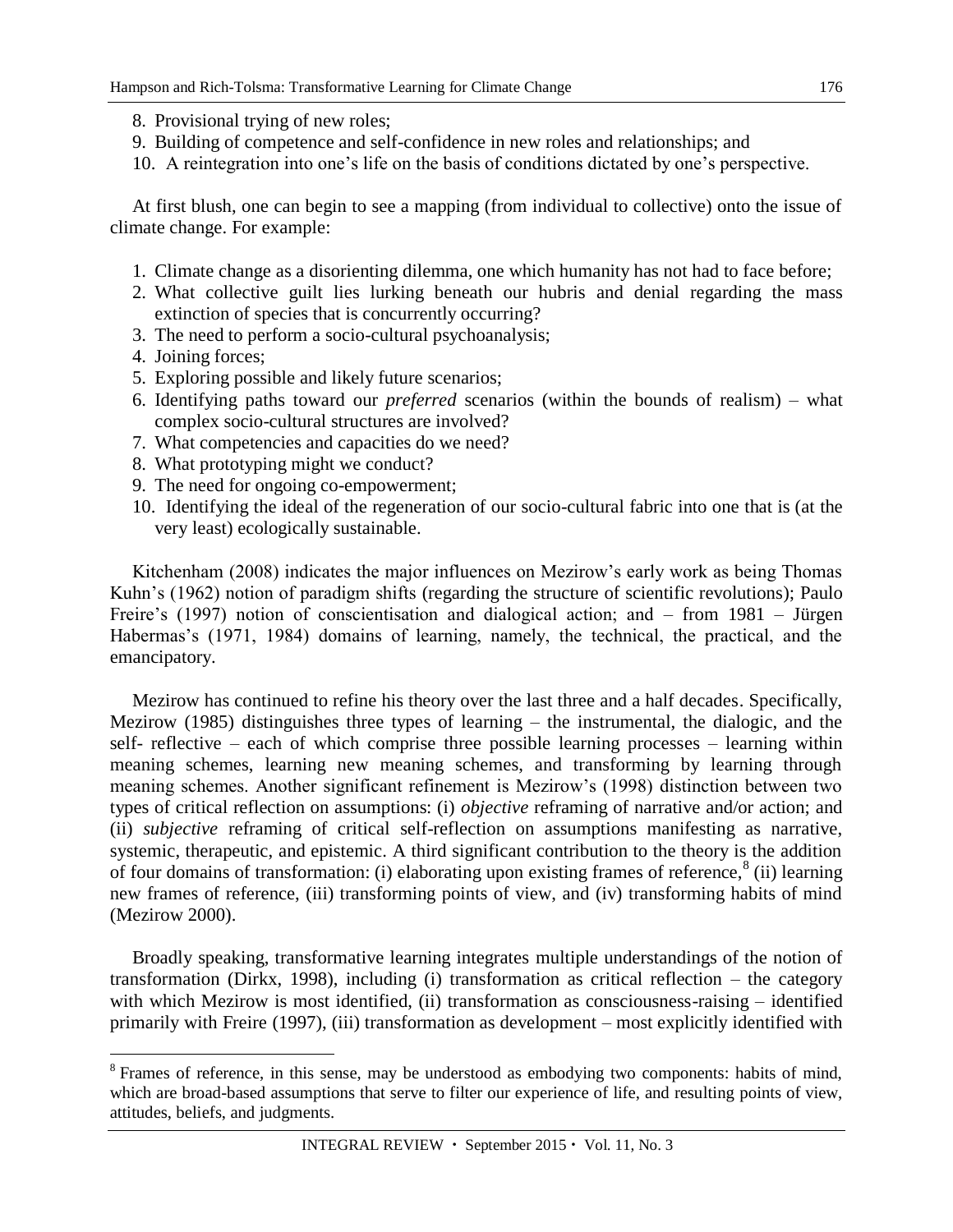8. Provisional trying of new roles;
9. Building of competence and self-confidence in new roles and relationships; and
10. A reintegration into one's life on the basis of conditions dictated by one's perspective.

At first blush, one can begin to see a mapping (from individual to collective) onto the issue of climate change. For example:

1. Climate change as a disorienting dilemma, one which humanity has not had to face before;
2. What collective guilt lies lurking beneath our hubris and denial regarding the mass extinction of species that is concurrently occurring?
3. The need to perform a socio-cultural psychoanalysis;
4. Joining forces;
5. Exploring possible and likely future scenarios;
6. Identifying paths toward our *preferred* scenarios (within the bounds of realism) – what complex socio-cultural structures are involved?
7. What competencies and capacities do we need?
8. What prototyping might we conduct?
9. The need for ongoing co-empowerment;
10. Identifying the ideal of the regeneration of our socio-cultural fabric into one that is (at the very least) ecologically sustainable.

Kitchenham (2008) indicates the major influences on Mezirow's early work as being Thomas Kuhn's (1962) notion of paradigm shifts (regarding the structure of scientific revolutions); Paulo Freire's (1997) notion of conscientisation and dialogical action; and – from 1981 – Jürgen Habermas's (1971, 1984) domains of learning, namely, the technical, the practical, and the emancipatory.

Mezirow has continued to refine his theory over the last three and a half decades. Specifically, Mezirow (1985) distinguishes three types of learning – the instrumental, the dialogic, and the self- reflective – each of which comprise three possible learning processes – learning within meaning schemes, learning new meaning schemes, and transforming by learning through meaning schemes. Another significant refinement is Mezirow's (1998) distinction between two types of critical reflection on assumptions: (i) *objective* reframing of narrative and/or action; and (ii) *subjective* reframing of critical self-reflection on assumptions manifesting as narrative, systemic, therapeutic, and epistemic. A third significant contribution to the theory is the addition of four domains of transformation: (i) elaborating upon existing frames of reference,[8] (ii) learning new frames of reference, (iii) transforming points of view, and (iv) transforming habits of mind (Mezirow 2000).

Broadly speaking, transformative learning integrates multiple understandings of the notion of transformation (Dirkx, 1998), including (i) transformation as critical reflection – the category with which Mezirow is most identified, (ii) transformation as consciousness-raising – identified primarily with Freire (1997), (iii) transformation as development – most explicitly identified with

[8] Frames of reference, in this sense, may be understood as embodying two components: habits of mind, which are broad-based assumptions that serve to filter our experience of life, and resulting points of view, attitudes, beliefs, and judgments.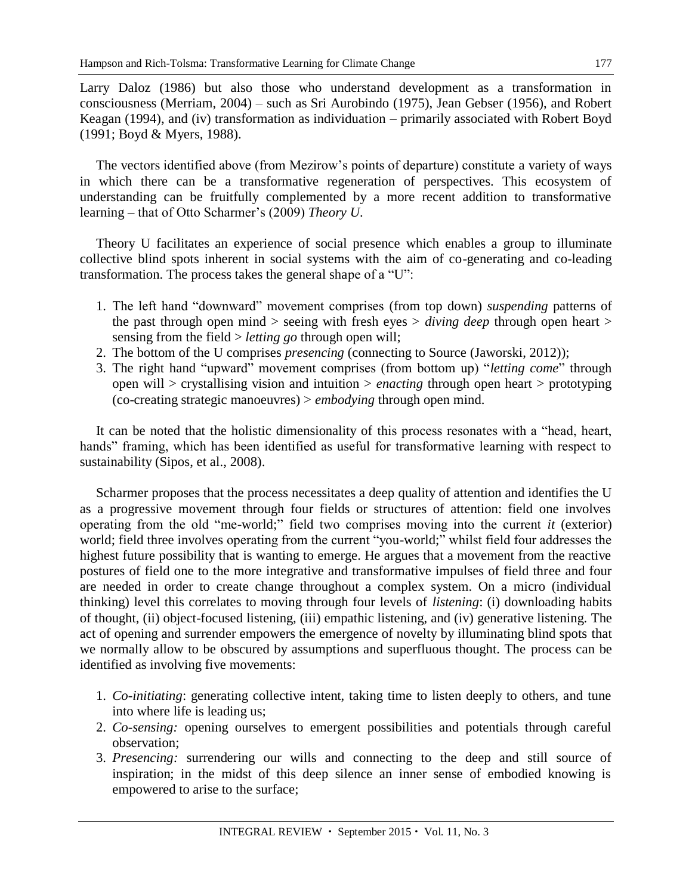Larry Daloz (1986) but also those who understand development as a transformation in consciousness (Merriam, 2004) – such as Sri Aurobindo (1975), Jean Gebser (1956), and Robert Keagan (1994), and (iv) transformation as individuation – primarily associated with Robert Boyd (1991; Boyd & Myers, 1988).

The vectors identified above (from Mezirow's points of departure) constitute a variety of ways in which there can be a transformative regeneration of perspectives. This ecosystem of understanding can be fruitfully complemented by a more recent addition to transformative learning – that of Otto Scharmer's (2009) *Theory U*.

Theory U facilitates an experience of social presence which enables a group to illuminate collective blind spots inherent in social systems with the aim of co-generating and co-leading transformation. The process takes the general shape of a "U":

1. The left hand "downward" movement comprises (from top down) *suspending* patterns of the past through open mind > seeing with fresh eyes > *diving deep* through open heart > sensing from the field > *letting go* through open will;
2. The bottom of the U comprises *presencing* (connecting to Source (Jaworski, 2012));
3. The right hand "upward" movement comprises (from bottom up) "*letting come*" through open will > crystallising vision and intuition > *enacting* through open heart > prototyping (co-creating strategic manoeuvres) > *embodying* through open mind.

It can be noted that the holistic dimensionality of this process resonates with a "head, heart, hands" framing, which has been identified as useful for transformative learning with respect to sustainability (Sipos, et al., 2008).

Scharmer proposes that the process necessitates a deep quality of attention and identifies the U as a progressive movement through four fields or structures of attention: field one involves operating from the old "me-world;" field two comprises moving into the current *it* (exterior) world; field three involves operating from the current "you-world;" whilst field four addresses the highest future possibility that is wanting to emerge. He argues that a movement from the reactive postures of field one to the more integrative and transformative impulses of field three and four are needed in order to create change throughout a complex system. On a micro (individual thinking) level this correlates to moving through four levels of *listening*: (i) downloading habits of thought, (ii) object-focused listening, (iii) empathic listening, and (iv) generative listening. The act of opening and surrender empowers the emergence of novelty by illuminating blind spots that we normally allow to be obscured by assumptions and superfluous thought. The process can be identified as involving five movements:

1. *Co-initiating*: generating collective intent, taking time to listen deeply to others, and tune into where life is leading us;
2. *Co-sensing:* opening ourselves to emergent possibilities and potentials through careful observation;
3. *Presencing:* surrendering our wills and connecting to the deep and still source of inspiration; in the midst of this deep silence an inner sense of embodied knowing is empowered to arise to the surface;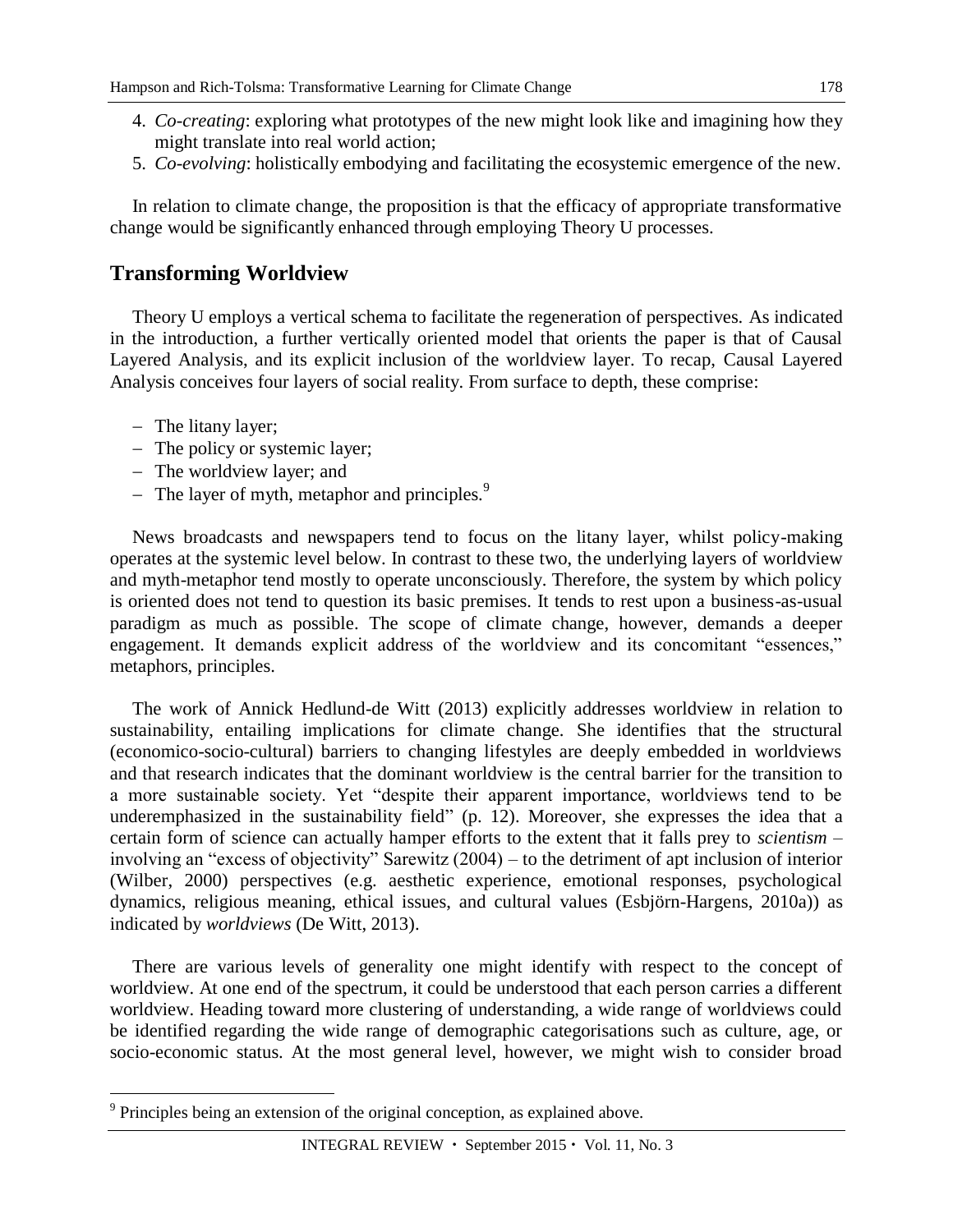4. *Co-creating*: exploring what prototypes of the new might look like and imagining how they might translate into real world action;
5. *Co-evolving*: holistically embodying and facilitating the ecosystemic emergence of the new.

In relation to climate change, the proposition is that the efficacy of appropriate transformative change would be significantly enhanced through employing Theory U processes.

## Transforming Worldview

Theory U employs a vertical schema to facilitate the regeneration of perspectives. As indicated in the introduction, a further vertically oriented model that orients the paper is that of Causal Layered Analysis, and its explicit inclusion of the worldview layer. To recap, Causal Layered Analysis conceives four layers of social reality. From surface to depth, these comprise:

- The litany layer;
- The policy or systemic layer;
- The worldview layer; and
- The layer of myth, metaphor and principles.[9]

News broadcasts and newspapers tend to focus on the litany layer, whilst policy-making operates at the systemic level below. In contrast to these two, the underlying layers of worldview and myth-metaphor tend mostly to operate unconsciously. Therefore, the system by which policy is oriented does not tend to question its basic premises. It tends to rest upon a business-as-usual paradigm as much as possible. The scope of climate change, however, demands a deeper engagement. It demands explicit address of the worldview and its concomitant "essences," metaphors, principles.

The work of Annick Hedlund-de Witt (2013) explicitly addresses worldview in relation to sustainability, entailing implications for climate change. She identifies that the structural (economico-socio-cultural) barriers to changing lifestyles are deeply embedded in worldviews and that research indicates that the dominant worldview is the central barrier for the transition to a more sustainable society. Yet "despite their apparent importance, worldviews tend to be underemphasized in the sustainability field" (p. 12). Moreover, she expresses the idea that a certain form of science can actually hamper efforts to the extent that it falls prey to *scientism* – involving an "excess of objectivity" Sarewitz (2004) – to the detriment of apt inclusion of interior (Wilber, 2000) perspectives (e.g. aesthetic experience, emotional responses, psychological dynamics, religious meaning, ethical issues, and cultural values (Esbjörn-Hargens, 2010a)) as indicated by *worldviews* (De Witt, 2013).

There are various levels of generality one might identify with respect to the concept of worldview. At one end of the spectrum, it could be understood that each person carries a different worldview. Heading toward more clustering of understanding, a wide range of worldviews could be identified regarding the wide range of demographic categorisations such as culture, age, or socio-economic status. At the most general level, however, we might wish to consider broad

[9] Principles being an extension of the original conception, as explained above.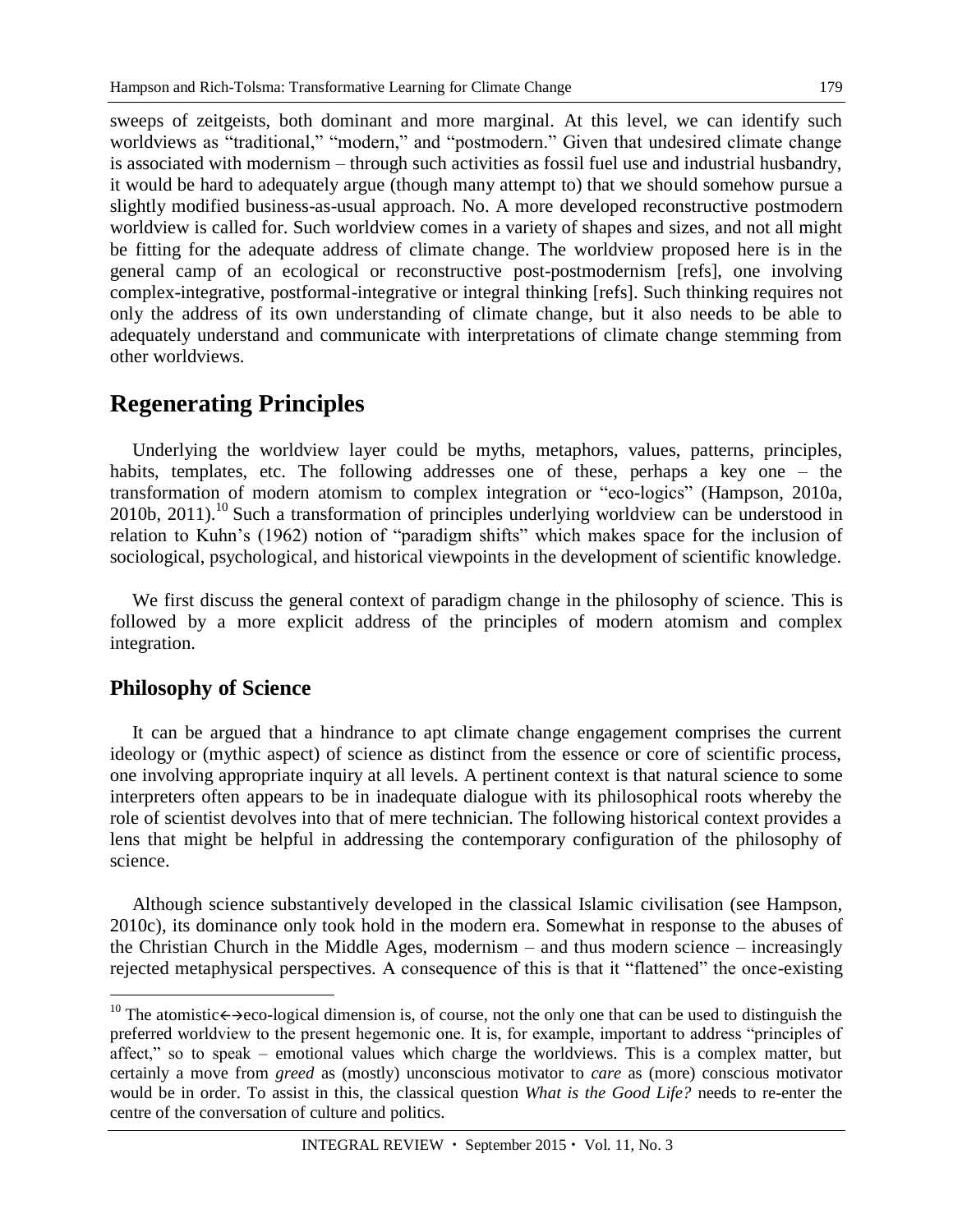sweeps of zeitgeists, both dominant and more marginal. At this level, we can identify such worldviews as "traditional," "modern," and "postmodern." Given that undesired climate change is associated with modernism – through such activities as fossil fuel use and industrial husbandry, it would be hard to adequately argue (though many attempt to) that we should somehow pursue a slightly modified business-as-usual approach. No. A more developed reconstructive postmodern worldview is called for. Such worldview comes in a variety of shapes and sizes, and not all might be fitting for the adequate address of climate change. The worldview proposed here is in the general camp of an ecological or reconstructive post-postmodernism [refs], one involving complex-integrative, postformal-integrative or integral thinking [refs]. Such thinking requires not only the address of its own understanding of climate change, but it also needs to be able to adequately understand and communicate with interpretations of climate change stemming from other worldviews.

## Regenerating Principles

Underlying the worldview layer could be myths, metaphors, values, patterns, principles, habits, templates, etc. The following addresses one of these, perhaps a key one – the transformation of modern atomism to complex integration or "eco-logics" (Hampson, 2010a, 2010b, 2011).[10] Such a transformation of principles underlying worldview can be understood in relation to Kuhn's (1962) notion of "paradigm shifts" which makes space for the inclusion of sociological, psychological, and historical viewpoints in the development of scientific knowledge.

We first discuss the general context of paradigm change in the philosophy of science. This is followed by a more explicit address of the principles of modern atomism and complex integration.

### Philosophy of Science

It can be argued that a hindrance to apt climate change engagement comprises the current ideology or (mythic aspect) of science as distinct from the essence or core of scientific process, one involving appropriate inquiry at all levels. A pertinent context is that natural science to some interpreters often appears to be in inadequate dialogue with its philosophical roots whereby the role of scientist devolves into that of mere technician. The following historical context provides a lens that might be helpful in addressing the contemporary configuration of the philosophy of science.

Although science substantively developed in the classical Islamic civilisation (see Hampson, 2010c), its dominance only took hold in the modern era. Somewhat in response to the abuses of the Christian Church in the Middle Ages, modernism – and thus modern science – increasingly rejected metaphysical perspectives. A consequence of this is that it "flattened" the once-existing

---

[10] The atomistic←→eco-logical dimension is, of course, not the only one that can be used to distinguish the preferred worldview to the present hegemonic one. It is, for example, important to address "principles of affect," so to speak – emotional values which charge the worldviews. This is a complex matter, but certainly a move from *greed* as (mostly) unconscious motivator to *care* as (more) conscious motivator would be in order. To assist in this, the classical question *What is the Good Life?* needs to re-enter the centre of the conversation of culture and politics.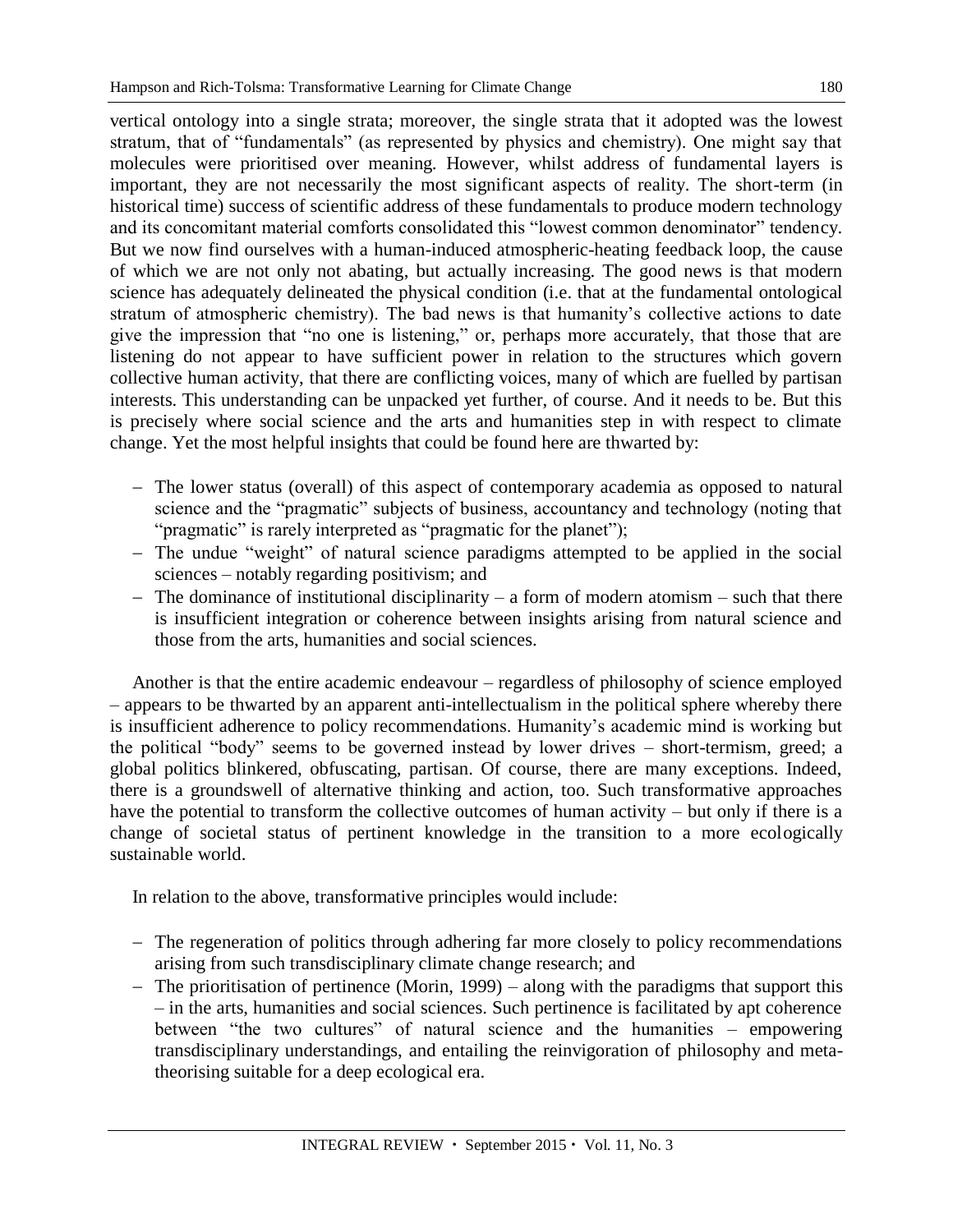vertical ontology into a single strata; moreover, the single strata that it adopted was the lowest stratum, that of "fundamentals" (as represented by physics and chemistry). One might say that molecules were prioritised over meaning. However, whilst address of fundamental layers is important, they are not necessarily the most significant aspects of reality. The short-term (in historical time) success of scientific address of these fundamentals to produce modern technology and its concomitant material comforts consolidated this "lowest common denominator" tendency. But we now find ourselves with a human-induced atmospheric-heating feedback loop, the cause of which we are not only not abating, but actually increasing. The good news is that modern science has adequately delineated the physical condition (i.e. that at the fundamental ontological stratum of atmospheric chemistry). The bad news is that humanity's collective actions to date give the impression that "no one is listening," or, perhaps more accurately, that those that are listening do not appear to have sufficient power in relation to the structures which govern collective human activity, that there are conflicting voices, many of which are fuelled by partisan interests. This understanding can be unpacked yet further, of course. And it needs to be. But this is precisely where social science and the arts and humanities step in with respect to climate change. Yet the most helpful insights that could be found here are thwarted by:

- The lower status (overall) of this aspect of contemporary academia as opposed to natural science and the "pragmatic" subjects of business, accountancy and technology (noting that "pragmatic" is rarely interpreted as "pragmatic for the planet");
- The undue "weight" of natural science paradigms attempted to be applied in the social sciences – notably regarding positivism; and
- The dominance of institutional disciplinarity – a form of modern atomism – such that there is insufficient integration or coherence between insights arising from natural science and those from the arts, humanities and social sciences.

Another is that the entire academic endeavour – regardless of philosophy of science employed – appears to be thwarted by an apparent anti-intellectualism in the political sphere whereby there is insufficient adherence to policy recommendations. Humanity's academic mind is working but the political "body" seems to be governed instead by lower drives – short-termism, greed; a global politics blinkered, obfuscating, partisan. Of course, there are many exceptions. Indeed, there is a groundswell of alternative thinking and action, too. Such transformative approaches have the potential to transform the collective outcomes of human activity – but only if there is a change of societal status of pertinent knowledge in the transition to a more ecologically sustainable world.

In relation to the above, transformative principles would include:

- The regeneration of politics through adhering far more closely to policy recommendations arising from such transdisciplinary climate change research; and
- The prioritisation of pertinence (Morin, 1999) – along with the paradigms that support this – in the arts, humanities and social sciences. Such pertinence is facilitated by apt coherence between "the two cultures" of natural science and the humanities – empowering transdisciplinary understandings, and entailing the reinvigoration of philosophy and meta-theorising suitable for a deep ecological era.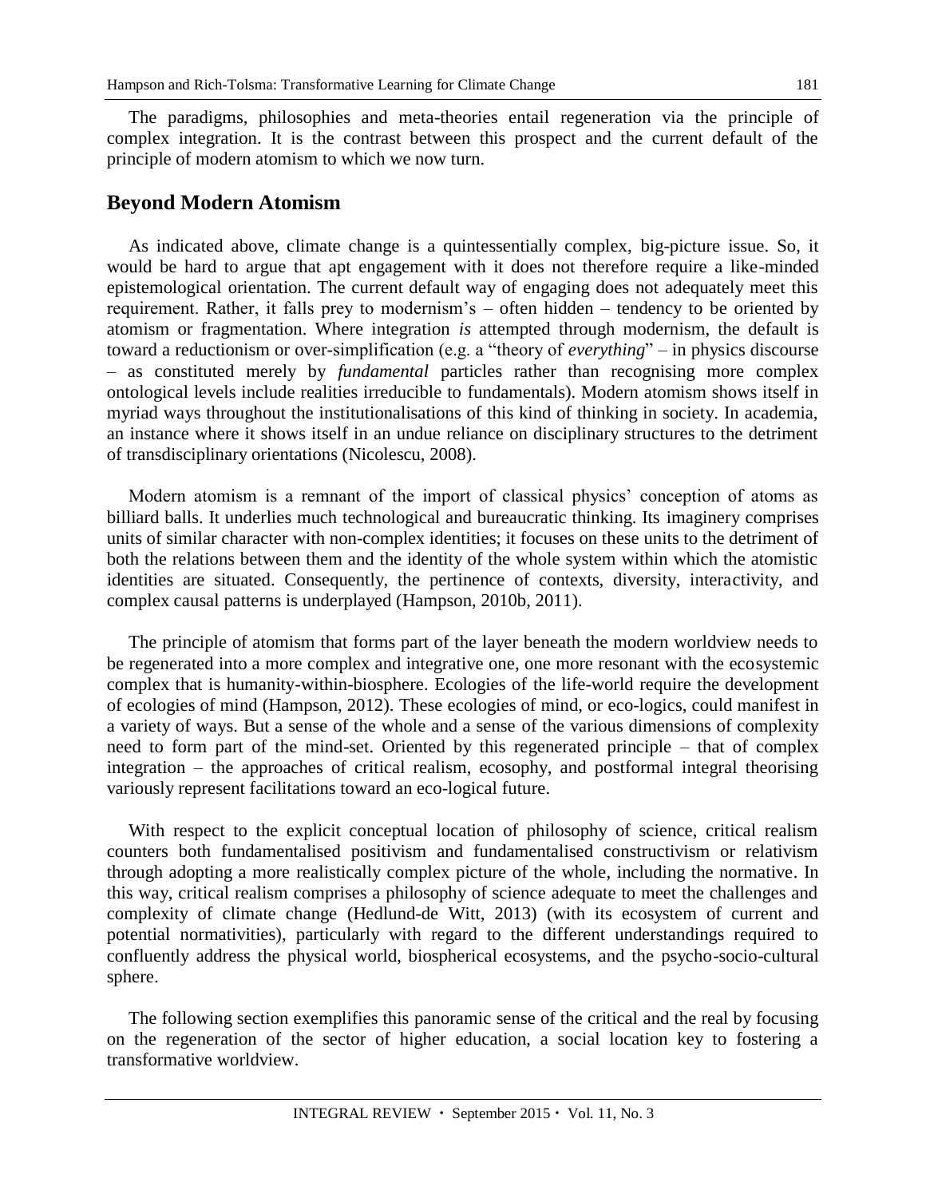The paradigms, philosophies and meta-theories entail regeneration via the principle of complex integration. It is the contrast between this prospect and the current default of the principle of modern atomism to which we now turn.

## Beyond Modern Atomism

As indicated above, climate change is a quintessentially complex, big-picture issue. So, it would be hard to argue that apt engagement with it does not therefore require a like-minded epistemological orientation. The current default way of engaging does not adequately meet this requirement. Rather, it falls prey to modernism's – often hidden – tendency to be oriented by atomism or fragmentation. Where integration *is* attempted through modernism, the default is toward a reductionism or over-simplification (e.g. a "theory of *everything*" – in physics discourse – as constituted merely by *fundamental* particles rather than recognising more complex ontological levels include realities irreducible to fundamentals). Modern atomism shows itself in myriad ways throughout the institutionalisations of this kind of thinking in society. In academia, an instance where it shows itself in an undue reliance on disciplinary structures to the detriment of transdisciplinary orientations (Nicolescu, 2008).

Modern atomism is a remnant of the import of classical physics' conception of atoms as billiard balls. It underlies much technological and bureaucratic thinking. Its imaginery comprises units of similar character with non-complex identities; it focuses on these units to the detriment of both the relations between them and the identity of the whole system within which the atomistic identities are situated. Consequently, the pertinence of contexts, diversity, interactivity, and complex causal patterns is underplayed (Hampson, 2010b, 2011).

The principle of atomism that forms part of the layer beneath the modern worldview needs to be regenerated into a more complex and integrative one, one more resonant with the ecosystemic complex that is humanity-within-biosphere. Ecologies of the life-world require the development of ecologies of mind (Hampson, 2012). These ecologies of mind, or eco-logics, could manifest in a variety of ways. But a sense of the whole and a sense of the various dimensions of complexity need to form part of the mind-set. Oriented by this regenerated principle – that of complex integration – the approaches of critical realism, ecosophy, and postformal integral theorising variously represent facilitations toward an eco-logical future.

With respect to the explicit conceptual location of philosophy of science, critical realism counters both fundamentalised positivism and fundamentalised constructivism or relativism through adopting a more realistically complex picture of the whole, including the normative. In this way, critical realism comprises a philosophy of science adequate to meet the challenges and complexity of climate change (Hedlund-de Witt, 2013) (with its ecosystem of current and potential normativities), particularly with regard to the different understandings required to confluently address the physical world, biospherical ecosystems, and the psycho-socio-cultural sphere.

The following section exemplifies this panoramic sense of the critical and the real by focusing on the regeneration of the sector of higher education, a social location key to fostering a transformative worldview.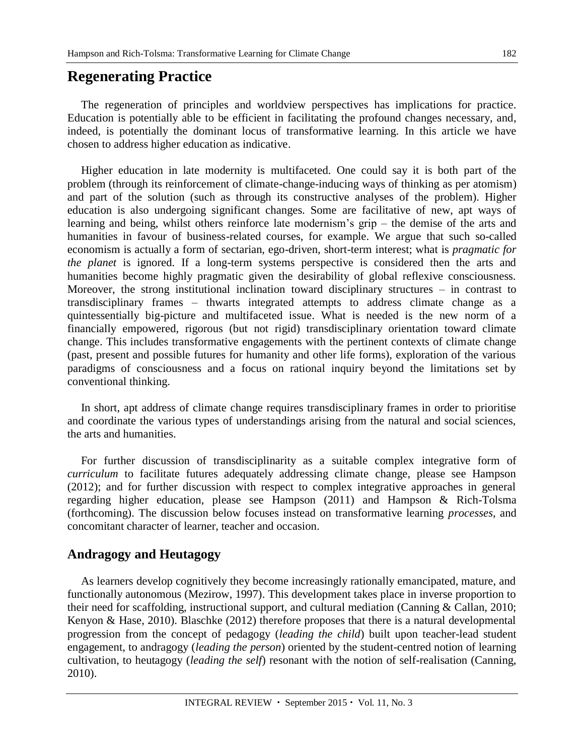## Regenerating Practice

The regeneration of principles and worldview perspectives has implications for practice. Education is potentially able to be efficient in facilitating the profound changes necessary, and, indeed, is potentially the dominant locus of transformative learning. In this article we have chosen to address higher education as indicative.

Higher education in late modernity is multifaceted. One could say it is both part of the problem (through its reinforcement of climate-change-inducing ways of thinking as per atomism) and part of the solution (such as through its constructive analyses of the problem). Higher education is also undergoing significant changes. Some are facilitative of new, apt ways of learning and being, whilst others reinforce late modernism's grip – the demise of the arts and humanities in favour of business-related courses, for example. We argue that such so-called economism is actually a form of sectarian, ego-driven, short-term interest; what is *pragmatic for the planet* is ignored. If a long-term systems perspective is considered then the arts and humanities become highly pragmatic given the desirability of global reflexive consciousness. Moreover, the strong institutional inclination toward disciplinary structures – in contrast to transdisciplinary frames – thwarts integrated attempts to address climate change as a quintessentially big-picture and multifaceted issue. What is needed is the new norm of a financially empowered, rigorous (but not rigid) transdisciplinary orientation toward climate change. This includes transformative engagements with the pertinent contexts of climate change (past, present and possible futures for humanity and other life forms), exploration of the various paradigms of consciousness and a focus on rational inquiry beyond the limitations set by conventional thinking.

In short, apt address of climate change requires transdisciplinary frames in order to prioritise and coordinate the various types of understandings arising from the natural and social sciences, the arts and humanities.

For further discussion of transdisciplinarity as a suitable complex integrative form of *curriculum* to facilitate futures adequately addressing climate change, please see Hampson (2012); and for further discussion with respect to complex integrative approaches in general regarding higher education, please see Hampson (2011) and Hampson & Rich-Tolsma (forthcoming). The discussion below focuses instead on transformative learning *processes*, and concomitant character of learner, teacher and occasion.

### Andragogy and Heutagogy

As learners develop cognitively they become increasingly rationally emancipated, mature, and functionally autonomous (Mezirow, 1997). This development takes place in inverse proportion to their need for scaffolding, instructional support, and cultural mediation (Canning & Callan, 2010; Kenyon & Hase, 2010). Blaschke (2012) therefore proposes that there is a natural developmental progression from the concept of pedagogy (*leading the child*) built upon teacher-lead student engagement, to andragogy (*leading the person*) oriented by the student-centred notion of learning cultivation, to heutagogy (*leading the self*) resonant with the notion of self-realisation (Canning, 2010).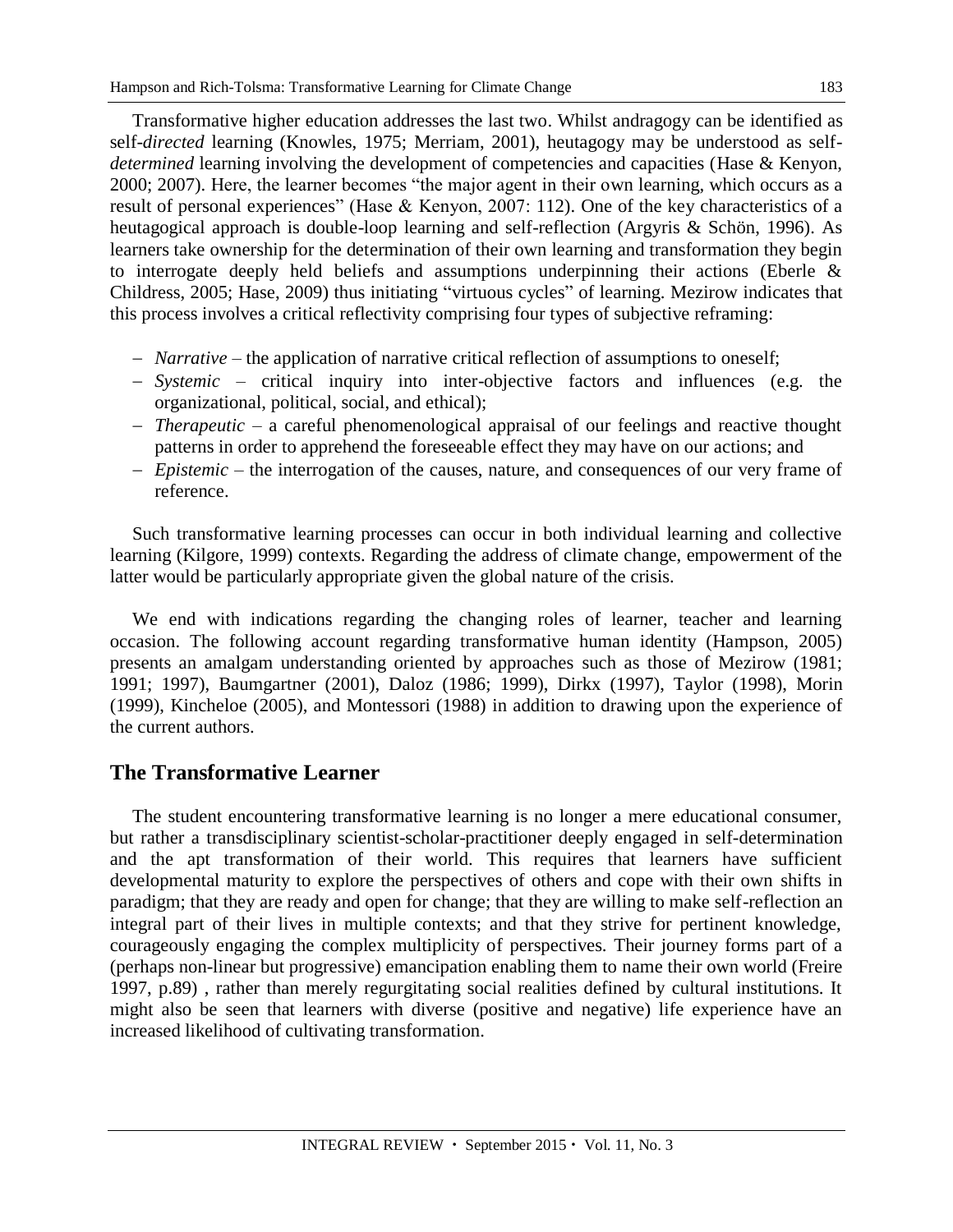Transformative higher education addresses the last two. Whilst andragogy can be identified as self-*directed* learning (Knowles, 1975; Merriam, 2001), heutagogy may be understood as self-*determined* learning involving the development of competencies and capacities (Hase & Kenyon, 2000; 2007). Here, the learner becomes "the major agent in their own learning, which occurs as a result of personal experiences" (Hase & Kenyon, 2007: 112). One of the key characteristics of a heutagogical approach is double-loop learning and self-reflection (Argyris & Schön, 1996). As learners take ownership for the determination of their own learning and transformation they begin to interrogate deeply held beliefs and assumptions underpinning their actions (Eberle & Childress, 2005; Hase, 2009) thus initiating "virtuous cycles" of learning. Mezirow indicates that this process involves a critical reflectivity comprising four types of subjective reframing:

- *Narrative* – the application of narrative critical reflection of assumptions to oneself;
- *Systemic* – critical inquiry into inter-objective factors and influences (e.g. the organizational, political, social, and ethical);
- *Therapeutic* – a careful phenomenological appraisal of our feelings and reactive thought patterns in order to apprehend the foreseeable effect they may have on our actions; and
- *Epistemic* – the interrogation of the causes, nature, and consequences of our very frame of reference.

Such transformative learning processes can occur in both individual learning and collective learning (Kilgore, 1999) contexts. Regarding the address of climate change, empowerment of the latter would be particularly appropriate given the global nature of the crisis.

We end with indications regarding the changing roles of learner, teacher and learning occasion. The following account regarding transformative human identity (Hampson, 2005) presents an amalgam understanding oriented by approaches such as those of Mezirow (1981; 1991; 1997), Baumgartner (2001), Daloz (1986; 1999), Dirkx (1997), Taylor (1998), Morin (1999), Kincheloe (2005), and Montessori (1988) in addition to drawing upon the experience of the current authors.

## The Transformative Learner

The student encountering transformative learning is no longer a mere educational consumer, but rather a transdisciplinary scientist-scholar-practitioner deeply engaged in self-determination and the apt transformation of their world. This requires that learners have sufficient developmental maturity to explore the perspectives of others and cope with their own shifts in paradigm; that they are ready and open for change; that they are willing to make self-reflection an integral part of their lives in multiple contexts; and that they strive for pertinent knowledge, courageously engaging the complex multiplicity of perspectives. Their journey forms part of a (perhaps non-linear but progressive) emancipation enabling them to name their own world (Freire 1997, p.89) , rather than merely regurgitating social realities defined by cultural institutions. It might also be seen that learners with diverse (positive and negative) life experience have an increased likelihood of cultivating transformation.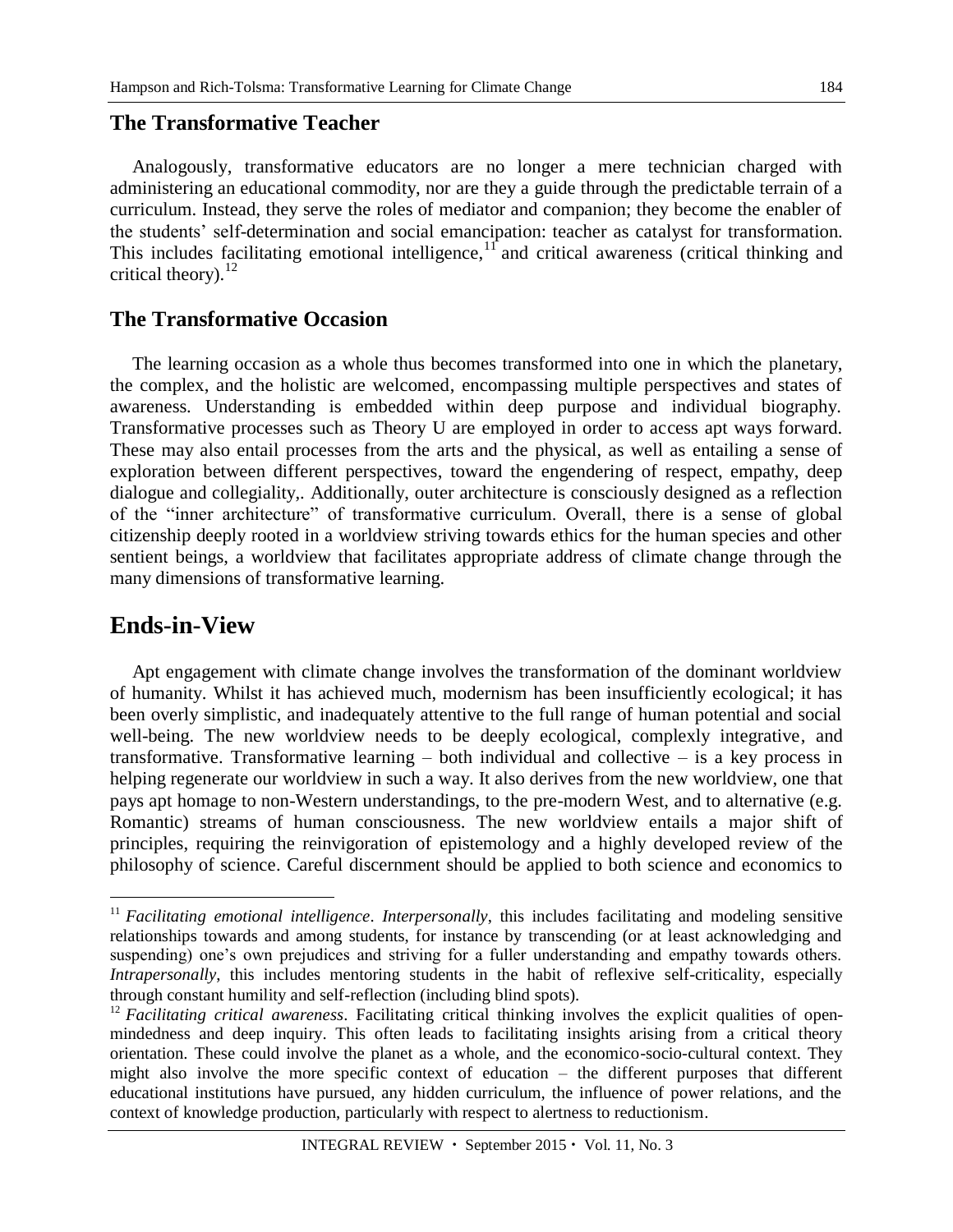### The Transformative Teacher

Analogously, transformative educators are no longer a mere technician charged with administering an educational commodity, nor are they a guide through the predictable terrain of a curriculum. Instead, they serve the roles of mediator and companion; they become the enabler of the students' self-determination and social emancipation: teacher as catalyst for transformation. This includes facilitating emotional intelligence,[11] and critical awareness (critical thinking and critical theory).[12]

### The Transformative Occasion

The learning occasion as a whole thus becomes transformed into one in which the planetary, the complex, and the holistic are welcomed, encompassing multiple perspectives and states of awareness. Understanding is embedded within deep purpose and individual biography. Transformative processes such as Theory U are employed in order to access apt ways forward. These may also entail processes from the arts and the physical, as well as entailing a sense of exploration between different perspectives, toward the engendering of respect, empathy, deep dialogue and collegiality,. Additionally, outer architecture is consciously designed as a reflection of the "inner architecture" of transformative curriculum. Overall, there is a sense of global citizenship deeply rooted in a worldview striving towards ethics for the human species and other sentient beings, a worldview that facilitates appropriate address of climate change through the many dimensions of transformative learning.

## Ends-in-View

Apt engagement with climate change involves the transformation of the dominant worldview of humanity. Whilst it has achieved much, modernism has been insufficiently ecological; it has been overly simplistic, and inadequately attentive to the full range of human potential and social well-being. The new worldview needs to be deeply ecological, complexly integrative, and transformative. Transformative learning – both individual and collective – is a key process in helping regenerate our worldview in such a way. It also derives from the new worldview, one that pays apt homage to non-Western understandings, to the pre-modern West, and to alternative (e.g. Romantic) streams of human consciousness. The new worldview entails a major shift of principles, requiring the reinvigoration of epistemology and a highly developed review of the philosophy of science. Careful discernment should be applied to both science and economics to

---

[11] *Facilitating emotional intelligence*. *Interpersonally*, this includes facilitating and modeling sensitive relationships towards and among students, for instance by transcending (or at least acknowledging and suspending) one's own prejudices and striving for a fuller understanding and empathy towards others. *Intrapersonally*, this includes mentoring students in the habit of reflexive self-criticality, especially through constant humility and self-reflection (including blind spots).

[12] *Facilitating critical awareness*. Facilitating critical thinking involves the explicit qualities of open-mindedness and deep inquiry. This often leads to facilitating insights arising from a critical theory orientation. These could involve the planet as a whole, and the economico-socio-cultural context. They might also involve the more specific context of education – the different purposes that different educational institutions have pursued, any hidden curriculum, the influence of power relations, and the context of knowledge production, particularly with respect to alertness to reductionism.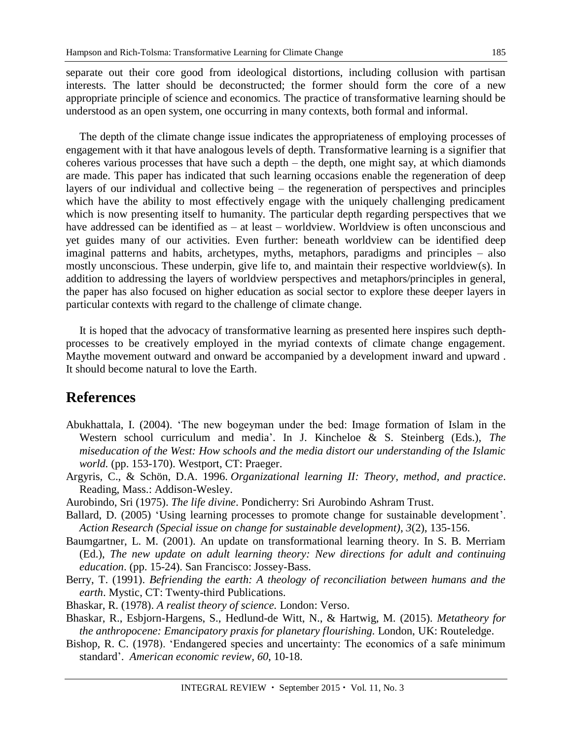separate out their core good from ideological distortions, including collusion with partisan interests. The latter should be deconstructed; the former should form the core of a new appropriate principle of science and economics. The practice of transformative learning should be understood as an open system, one occurring in many contexts, both formal and informal.

The depth of the climate change issue indicates the appropriateness of employing processes of engagement with it that have analogous levels of depth. Transformative learning is a signifier that coheres various processes that have such a depth – the depth, one might say, at which diamonds are made. This paper has indicated that such learning occasions enable the regeneration of deep layers of our individual and collective being – the regeneration of perspectives and principles which have the ability to most effectively engage with the uniquely challenging predicament which is now presenting itself to humanity. The particular depth regarding perspectives that we have addressed can be identified as – at least – worldview. Worldview is often unconscious and yet guides many of our activities. Even further: beneath worldview can be identified deep imaginal patterns and habits, archetypes, myths, metaphors, paradigms and principles – also mostly unconscious. These underpin, give life to, and maintain their respective worldview(s). In addition to addressing the layers of worldview perspectives and metaphors/principles in general, the paper has also focused on higher education as social sector to explore these deeper layers in particular contexts with regard to the challenge of climate change.

It is hoped that the advocacy of transformative learning as presented here inspires such depth-processes to be creatively employed in the myriad contexts of climate change engagement. Maythe movement outward and onward be accompanied by a development inward and upward . It should become natural to love the Earth.

## References

Abukhattala, I. (2004). 'The new bogeyman under the bed: Image formation of Islam in the Western school curriculum and media'. In J. Kincheloe & S. Steinberg (Eds.), *The miseducation of the West: How schools and the media distort our understanding of the Islamic world.* (pp. 153-170). Westport, CT: Praeger.

Argyris, C., & Schön, D.A. 1996. *Organizational learning II: Theory, method, and practice*. Reading, Mass.: Addison-Wesley.

Aurobindo, Sri (1975). *The life divine*. Pondicherry: Sri Aurobindo Ashram Trust.

Ballard, D. (2005) 'Using learning processes to promote change for sustainable development'. *Action Research (Special issue on change for sustainable development)*, *3*(2), 135-156.

Baumgartner, L. M. (2001). An update on transformational learning theory. In S. B. Merriam (Ed.), *The new update on adult learning theory: New directions for adult and continuing education*. (pp. 15-24). San Francisco: Jossey-Bass.

Berry, T. (1991). *Befriending the earth: A theology of reconciliation between humans and the earth*. Mystic, CT: Twenty-third Publications.

Bhaskar, R. (1978). *A realist theory of science.* London: Verso.

Bhaskar, R., Esbjorn-Hargens, S., Hedlund-de Witt, N., & Hartwig, M. (2015). *Metatheory for the anthropocene: Emancipatory praxis for planetary flourishing.* London, UK: Routeledge.

Bishop, R. C. (1978). 'Endangered species and uncertainty: The economics of a safe minimum standard'. *American economic review*, *60*, 10-18.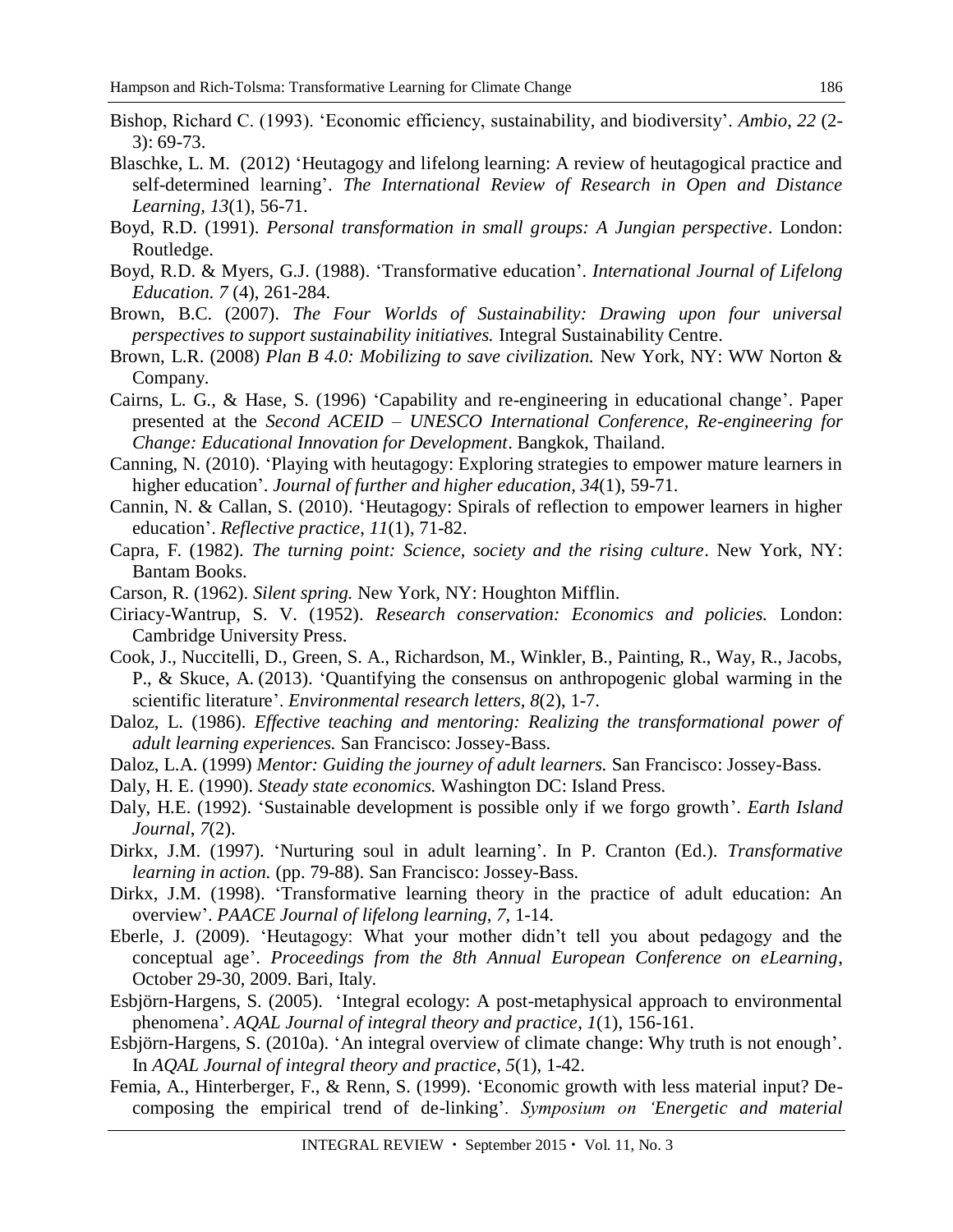Bishop, Richard C. (1993). 'Economic efficiency, sustainability, and biodiversity'. *Ambio, 22* (2-3): 69-73.

Blaschke, L. M. (2012) 'Heutagogy and lifelong learning: A review of heutagogical practice and self-determined learning'. *The International Review of Research in Open and Distance Learning, 13*(1), 56-71.

Boyd, R.D. (1991). *Personal transformation in small groups: A Jungian perspective*. London: Routledge.

Boyd, R.D. & Myers, G.J. (1988). 'Transformative education'. *International Journal of Lifelong Education. 7* (4), 261-284.

Brown, B.C. (2007). *The Four Worlds of Sustainability: Drawing upon four universal perspectives to support sustainability initiatives.* Integral Sustainability Centre.

Brown, L.R. (2008) *Plan B 4.0: Mobilizing to save civilization.* New York, NY: WW Norton & Company.

Cairns, L. G., & Hase, S. (1996) 'Capability and re-engineering in educational change'. Paper presented at the *Second ACEID – UNESCO International Conference, Re-engineering for Change: Educational Innovation for Development*. Bangkok, Thailand.

Canning, N. (2010). 'Playing with heutagogy: Exploring strategies to empower mature learners in higher education'. *Journal of further and higher education, 34*(1), 59-71.

Cannin, N. & Callan, S. (2010). 'Heutagogy: Spirals of reflection to empower learners in higher education'. *Reflective practice, 11*(1), 71-82.

Capra, F. (1982). *The turning point: Science, society and the rising culture*. New York, NY: Bantam Books.

Carson, R. (1962). *Silent spring.* New York, NY: Houghton Mifflin.

Ciriacy-Wantrup, S. V. (1952). *Research conservation: Economics and policies.* London: Cambridge University Press.

Cook, J., Nuccitelli, D., Green, S. A., Richardson, M., Winkler, B., Painting, R., Way, R., Jacobs, P., & Skuce, A. (2013). 'Quantifying the consensus on anthropogenic global warming in the scientific literature'. *Environmental research letters, 8*(2), 1-7.

Daloz, L. (1986). *Effective teaching and mentoring: Realizing the transformational power of adult learning experiences.* San Francisco: Jossey-Bass.

Daloz, L.A. (1999) *Mentor: Guiding the journey of adult learners.* San Francisco: Jossey-Bass.

Daly, H. E. (1990). *Steady state economics.* Washington DC: Island Press.

Daly, H.E. (1992). 'Sustainable development is possible only if we forgo growth'. *Earth Island Journal*, *7*(2).

Dirkx, J.M. (1997). 'Nurturing soul in adult learning'. In P. Cranton (Ed.). *Transformative learning in action.* (pp. 79-88). San Francisco: Jossey-Bass.

Dirkx, J.M. (1998). 'Transformative learning theory in the practice of adult education: An overview'. *PAACE Journal of lifelong learning, 7*, 1-14.

Eberle, J. (2009). 'Heutagogy: What your mother didn't tell you about pedagogy and the conceptual age'. *Proceedings from the 8th Annual European Conference on eLearning*, October 29-30, 2009. Bari, Italy.

Esbjörn-Hargens, S. (2005). 'Integral ecology: A post-metaphysical approach to environmental phenomena'. *AQAL Journal of integral theory and practice, 1*(1), 156-161.

Esbjörn-Hargens, S. (2010a). 'An integral overview of climate change: Why truth is not enough'. In *AQAL Journal of integral theory and practice, 5*(1), 1-42.

Femia, A., Hinterberger, F., & Renn, S. (1999). 'Economic growth with less material input? De-composing the empirical trend of de-linking'. *Symposium on 'Energetic and material*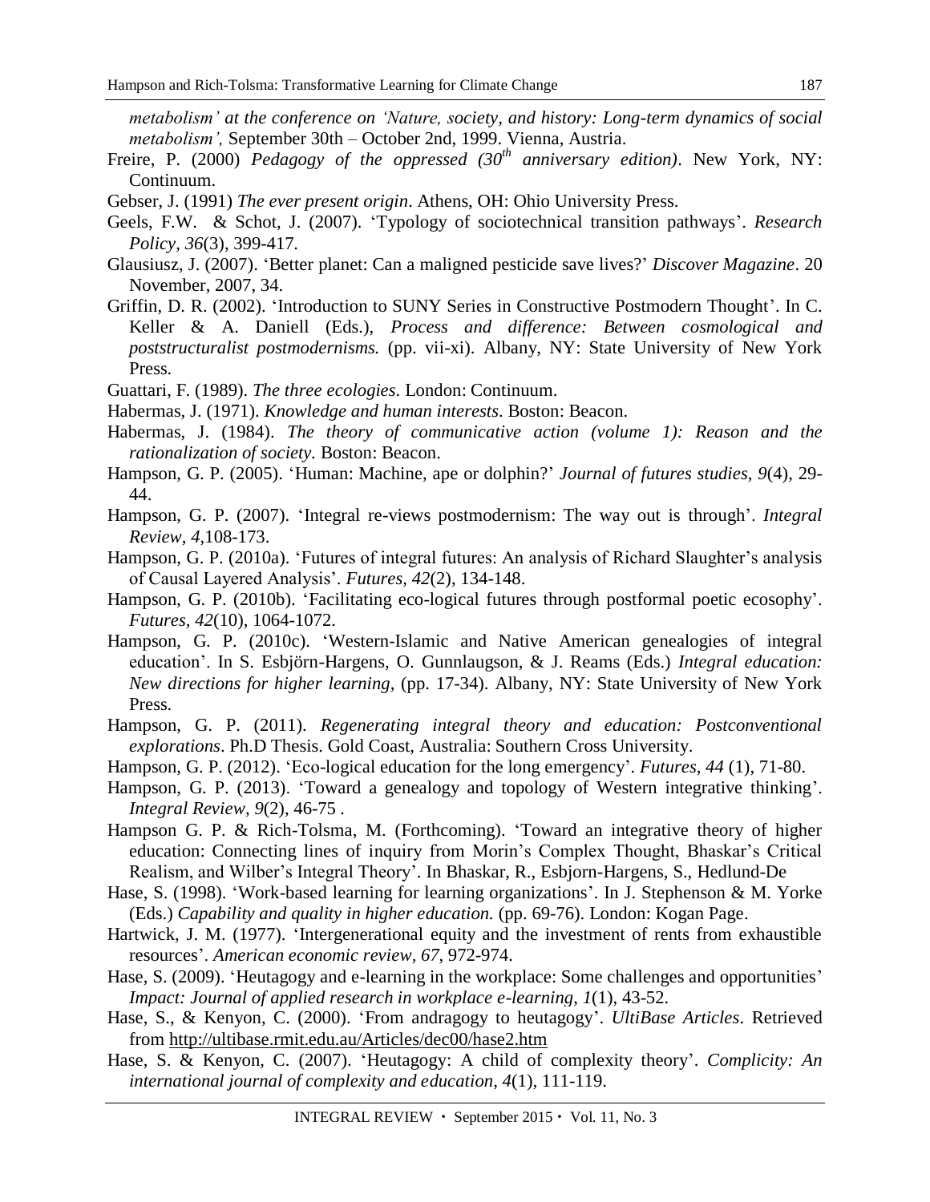*metabolism' at the conference on 'Nature, society, and history: Long-term dynamics of social metabolism',* September 30th – October 2nd, 1999. Vienna, Austria.

Freire, P. (2000) *Pedagogy of the oppressed (30th anniversary edition)*. New York, NY: Continuum.

Gebser, J. (1991) *The ever present origin*. Athens, OH: Ohio University Press.

Geels, F.W. & Schot, J. (2007). 'Typology of sociotechnical transition pathways'. *Research Policy, 36*(3), 399-417.

Glausiusz, J. (2007). 'Better planet: Can a maligned pesticide save lives?' *Discover Magazine*. 20 November, 2007, 34.

Griffin, D. R. (2002). 'Introduction to SUNY Series in Constructive Postmodern Thought'. In C. Keller & A. Daniell (Eds.), *Process and difference: Between cosmological and poststructuralist postmodernisms.* (pp. vii-xi). Albany, NY: State University of New York Press.

Guattari, F. (1989). *The three ecologies*. London: Continuum.

Habermas, J. (1971). *Knowledge and human interests*. Boston: Beacon.

Habermas, J. (1984). *The theory of communicative action (volume 1): Reason and the rationalization of society.* Boston: Beacon.

Hampson, G. P. (2005). 'Human: Machine, ape or dolphin?' *Journal of futures studies, 9*(4), 29-44.

Hampson, G. P. (2007). 'Integral re-views postmodernism: The way out is through'. *Integral Review*, *4*,108-173.

Hampson, G. P. (2010a). 'Futures of integral futures: An analysis of Richard Slaughter's analysis of Causal Layered Analysis'. *Futures, 42*(2), 134-148.

Hampson, G. P. (2010b). 'Facilitating eco-logical futures through postformal poetic ecosophy'. *Futures, 42*(10), 1064-1072.

Hampson, G. P. (2010c). 'Western-Islamic and Native American genealogies of integral education'. In S. Esbjörn-Hargens, O. Gunnlaugson, & J. Reams (Eds.) *Integral education: New directions for higher learning,* (pp. 17-34). Albany, NY: State University of New York Press.

Hampson, G. P. (2011). *Regenerating integral theory and education: Postconventional explorations*. Ph.D Thesis. Gold Coast, Australia: Southern Cross University.

Hampson, G. P. (2012). 'Eco-logical education for the long emergency'. *Futures*, *44* (1), 71-80.

Hampson, G. P. (2013). 'Toward a genealogy and topology of Western integrative thinking'. *Integral Review, 9*(2), 46-75 .

Hampson G. P. & Rich-Tolsma, M. (Forthcoming). 'Toward an integrative theory of higher education: Connecting lines of inquiry from Morin's Complex Thought, Bhaskar's Critical Realism, and Wilber's Integral Theory'. In Bhaskar, R., Esbjorn-Hargens, S., Hedlund-De

Hase, S. (1998). 'Work-based learning for learning organizations'. In J. Stephenson & M. Yorke (Eds.) *Capability and quality in higher education.* (pp. 69-76). London: Kogan Page.

Hartwick, J. M. (1977). 'Intergenerational equity and the investment of rents from exhaustible resources'. *American economic review, 67*, 972-974.

Hase, S. (2009). 'Heutagogy and e-learning in the workplace: Some challenges and opportunities' *Impact: Journal of applied research in workplace e-learning*, *1*(1), 43-52.

Hase, S., & Kenyon, C. (2000). 'From andragogy to heutagogy'. *UltiBase Articles*. Retrieved from http://ultibase.rmit.edu.au/Articles/dec00/hase2.htm

Hase, S. & Kenyon, C. (2007). 'Heutagogy: A child of complexity theory'. *Complicity: An international journal of complexity and education*, *4*(1), 111-119.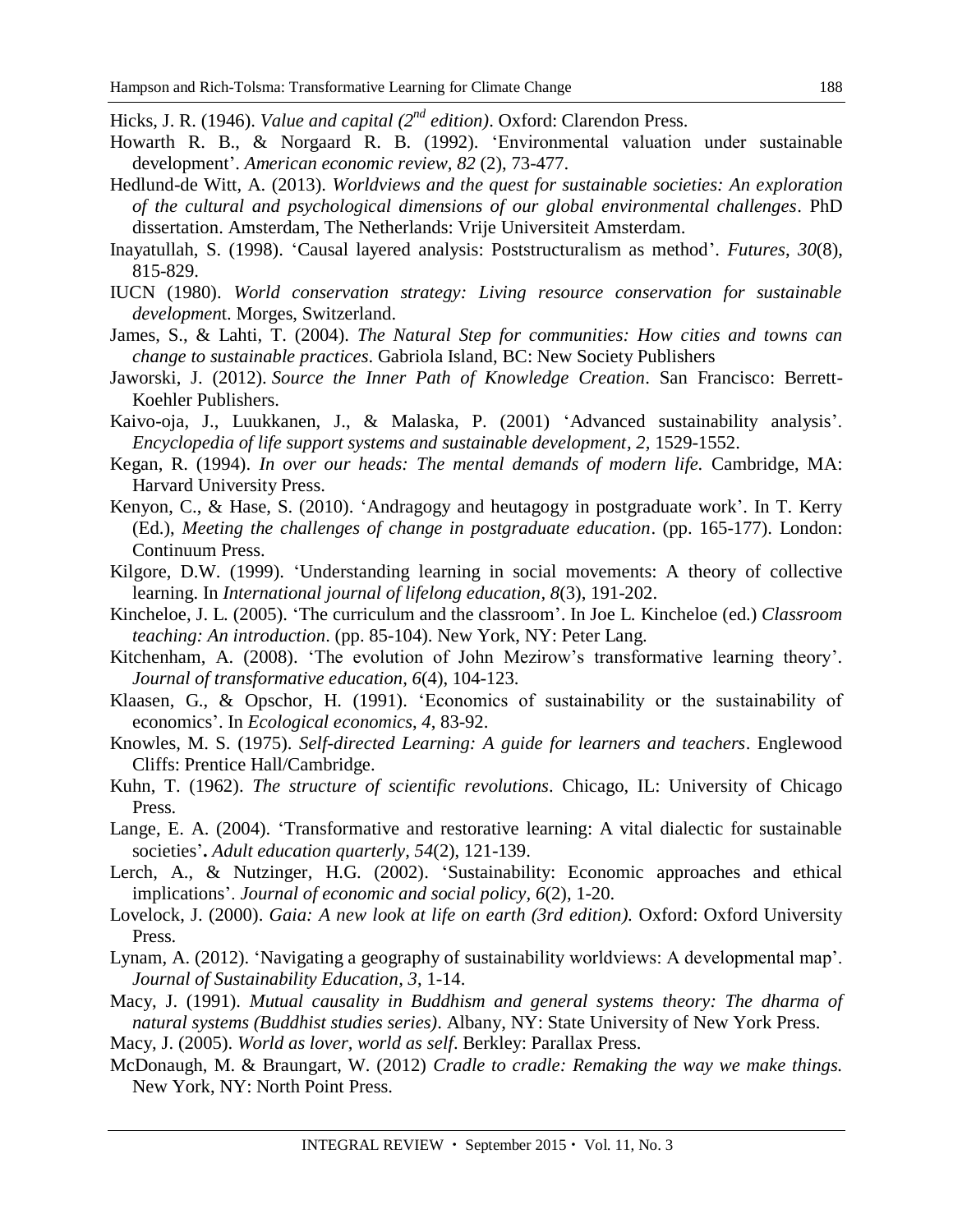Hicks, J. R. (1946). *Value and capital (2$^{nd}$ edition)*. Oxford: Clarendon Press.

Howarth R. B., & Norgaard R. B. (1992). 'Environmental valuation under sustainable development'. *American economic review, 82* (2), 73-477.

Hedlund-de Witt, A. (2013). *Worldviews and the quest for sustainable societies: An exploration of the cultural and psychological dimensions of our global environmental challenges*. PhD dissertation. Amsterdam, The Netherlands: Vrije Universiteit Amsterdam.

Inayatullah, S. (1998). 'Causal layered analysis: Poststructuralism as method'. *Futures*, *30*(8), 815-829.

IUCN (1980). *World conservation strategy: Living resource conservation for sustainable development*. Morges, Switzerland.

James, S., & Lahti, T. (2004). *The Natural Step for communities: How cities and towns can change to sustainable practices*. Gabriola Island, BC: New Society Publishers

Jaworski, J. (2012). *Source the Inner Path of Knowledge Creation*. San Francisco: Berrett-Koehler Publishers.

Kaivo-oja, J., Luukkanen, J., & Malaska, P. (2001) 'Advanced sustainability analysis'. *Encyclopedia of life support systems and sustainable development, 2,* 1529-1552.

Kegan, R. (1994). *In over our heads: The mental demands of modern life.* Cambridge, MA: Harvard University Press.

Kenyon, C., & Hase, S. (2010). 'Andragogy and heutagogy in postgraduate work'. In T. Kerry (Ed.), *Meeting the challenges of change in postgraduate education*. (pp. 165-177). London: Continuum Press.

Kilgore, D.W. (1999). 'Understanding learning in social movements: A theory of collective learning. In *International journal of lifelong education, 8*(3), 191-202.

Kincheloe, J. L. (2005). 'The curriculum and the classroom'. In Joe L. Kincheloe (ed.) *Classroom teaching: An introduction*. (pp. 85-104). New York, NY: Peter Lang.

Kitchenham, A. (2008). 'The evolution of John Mezirow's transformative learning theory'. *Journal of transformative education, 6*(4), 104-123.

Klaasen, G., & Opschor, H. (1991). 'Economics of sustainability or the sustainability of economics'. In *Ecological economics, 4*, 83-92.

Knowles, M. S. (1975). *Self-directed Learning: A guide for learners and teachers*. Englewood Cliffs: Prentice Hall/Cambridge.

Kuhn, T. (1962). *The structure of scientific revolutions*. Chicago, IL: University of Chicago Press.

Lange, E. A. (2004). 'Transformative and restorative learning: A vital dialectic for sustainable societies'**.** *Adult education quarterly, 54*(2), 121-139.

Lerch, A., & Nutzinger, H.G. (2002). 'Sustainability: Economic approaches and ethical implications'. *Journal of economic and social policy, 6*(2), 1-20.

Lovelock, J. (2000). *Gaia: A new look at life on earth (3rd edition).* Oxford: Oxford University Press.

Lynam, A. (2012). 'Navigating a geography of sustainability worldviews: A developmental map'. *Journal of Sustainability Education, 3*, 1-14.

Macy, J. (1991). *Mutual causality in Buddhism and general systems theory: The dharma of natural systems (Buddhist studies series)*. Albany, NY: State University of New York Press.

Macy, J. (2005). *World as lover, world as self*. Berkley: Parallax Press.

McDonaugh, M. & Braungart, W. (2012) *Cradle to cradle: Remaking the way we make things.* New York, NY: North Point Press.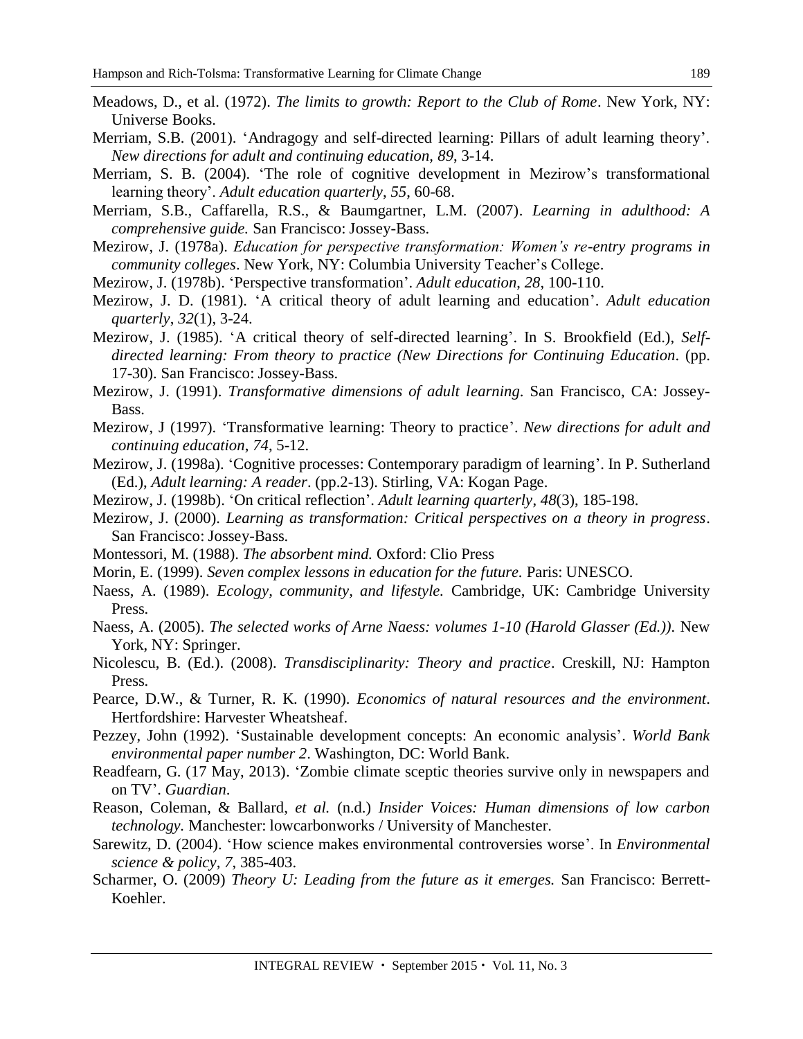Meadows, D., et al. (1972). *The limits to growth: Report to the Club of Rome*. New York, NY: Universe Books.

Merriam, S.B. (2001). 'Andragogy and self-directed learning: Pillars of adult learning theory'. *New directions for adult and continuing education, 89*, 3-14.

Merriam, S. B. (2004). 'The role of cognitive development in Mezirow's transformational learning theory'. *Adult education quarterly*, *55*, 60-68.

Merriam, S.B., Caffarella, R.S., & Baumgartner, L.M. (2007). *Learning in adulthood: A comprehensive guide.* San Francisco: Jossey-Bass.

Mezirow, J. (1978a). *Education for perspective transformation: Women's re-entry programs in community colleges*. New York, NY: Columbia University Teacher's College.

Mezirow, J. (1978b). 'Perspective transformation'. *Adult education*, *28*, 100-110.

Mezirow, J. D. (1981). 'A critical theory of adult learning and education'. *Adult education quarterly*, *32*(1), 3-24.

Mezirow, J. (1985). 'A critical theory of self-directed learning'. In S. Brookfield (Ed.), *Self-directed learning: From theory to practice (New Directions for Continuing Education*. (pp. 17-30). San Francisco: Jossey-Bass.

Mezirow, J. (1991). *Transformative dimensions of adult learning*. San Francisco, CA: Jossey-Bass.

Mezirow, J (1997). 'Transformative learning: Theory to practice'. *New directions for adult and continuing education*, *74*, 5-12.

Mezirow, J. (1998a). 'Cognitive processes: Contemporary paradigm of learning'. In P. Sutherland (Ed.), *Adult learning: A reader*. (pp.2-13). Stirling, VA: Kogan Page.

Mezirow, J. (1998b). 'On critical reflection'. *Adult learning quarterly, 48*(3), 185-198.

Mezirow, J. (2000). *Learning as transformation: Critical perspectives on a theory in progress*. San Francisco: Jossey-Bass.

Montessori, M. (1988). *The absorbent mind.* Oxford: Clio Press

Morin, E. (1999). *Seven complex lessons in education for the future.* Paris: UNESCO.

Naess, A. (1989). *Ecology, community, and lifestyle.* Cambridge, UK: Cambridge University Press.

Naess, A. (2005). *The selected works of Arne Naess: volumes 1-10 (Harold Glasser (Ed.)).* New York, NY: Springer.

Nicolescu, B. (Ed.). (2008). *Transdisciplinarity: Theory and practice*. Creskill, NJ: Hampton Press.

Pearce, D.W., & Turner, R. K. (1990). *Economics of natural resources and the environment*. Hertfordshire: Harvester Wheatsheaf.

Pezzey, John (1992). 'Sustainable development concepts: An economic analysis'. *World Bank environmental paper number 2*. Washington, DC: World Bank.

Readfearn, G. (17 May, 2013). 'Zombie climate sceptic theories survive only in newspapers and on TV'. *Guardian*.

Reason, Coleman, & Ballard, *et al.* (n.d.) *Insider Voices: Human dimensions of low carbon technology.* Manchester: lowcarbonworks / University of Manchester.

Sarewitz, D. (2004). 'How science makes environmental controversies worse'. In *Environmental science & policy, 7*, 385-403.

Scharmer, O. (2009) *Theory U: Leading from the future as it emerges.* San Francisco: Berrett-Koehler.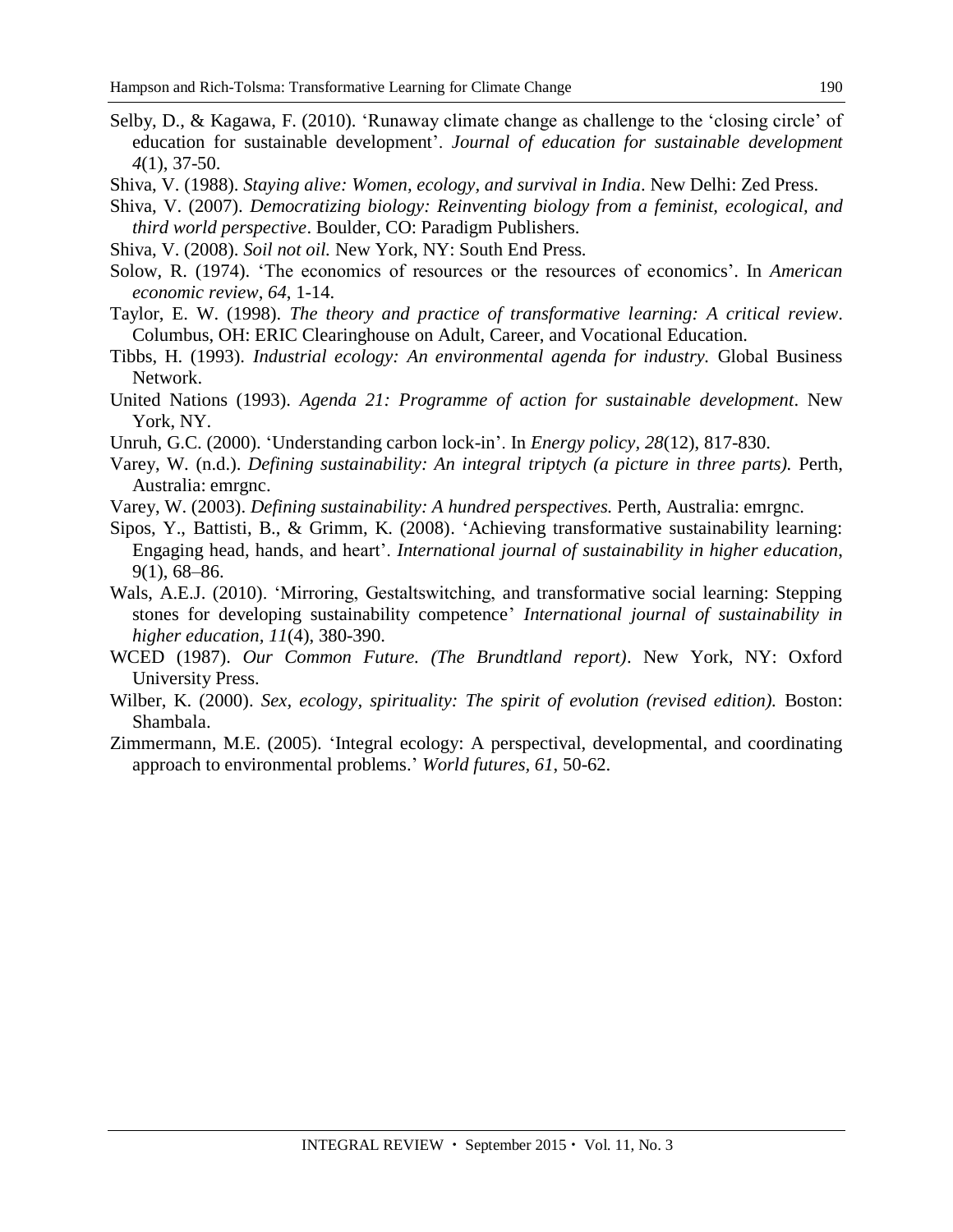Selby, D., & Kagawa, F. (2010). 'Runaway climate change as challenge to the 'closing circle' of education for sustainable development'. *Journal of education for sustainable development 4*(1), 37-50.

Shiva, V. (1988). *Staying alive: Women, ecology, and survival in India*. New Delhi: Zed Press.

Shiva, V. (2007). *Democratizing biology: Reinventing biology from a feminist, ecological, and third world perspective*. Boulder, CO: Paradigm Publishers.

Shiva, V. (2008). *Soil not oil.* New York, NY: South End Press.

Solow, R. (1974). 'The economics of resources or the resources of economics'. In *American economic review*, *64*, 1-14.

Taylor, E. W. (1998). *The theory and practice of transformative learning: A critical review*. Columbus, OH: ERIC Clearinghouse on Adult, Career, and Vocational Education.

Tibbs, H. (1993). *Industrial ecology: An environmental agenda for industry.* Global Business Network.

United Nations (1993). *Agenda 21: Programme of action for sustainable development*. New York, NY.

Unruh, G.C. (2000). 'Understanding carbon lock-in'. In *Energy policy, 28*(12), 817-830.

Varey, W. (n.d.). *Defining sustainability: An integral triptych (a picture in three parts).* Perth, Australia: emrgnc.

Varey, W. (2003). *Defining sustainability: A hundred perspectives.* Perth, Australia: emrgnc.

Sipos, Y., Battisti, B., & Grimm, K. (2008). 'Achieving transformative sustainability learning: Engaging head, hands, and heart'. *International journal of sustainability in higher education*, 9(1), 68–86.

Wals, A.E.J. (2010). 'Mirroring, Gestaltswitching, and transformative social learning: Stepping stones for developing sustainability competence' *International journal of sustainability in higher education, 11*(4), 380-390.

WCED (1987). *Our Common Future. (The Brundtland report)*. New York, NY: Oxford University Press.

Wilber, K. (2000). *Sex, ecology, spirituality: The spirit of evolution (revised edition).* Boston: Shambala.

Zimmermann, M.E. (2005). 'Integral ecology: A perspectival, developmental, and coordinating approach to environmental problems.' *World futures, 61*, 50-62.